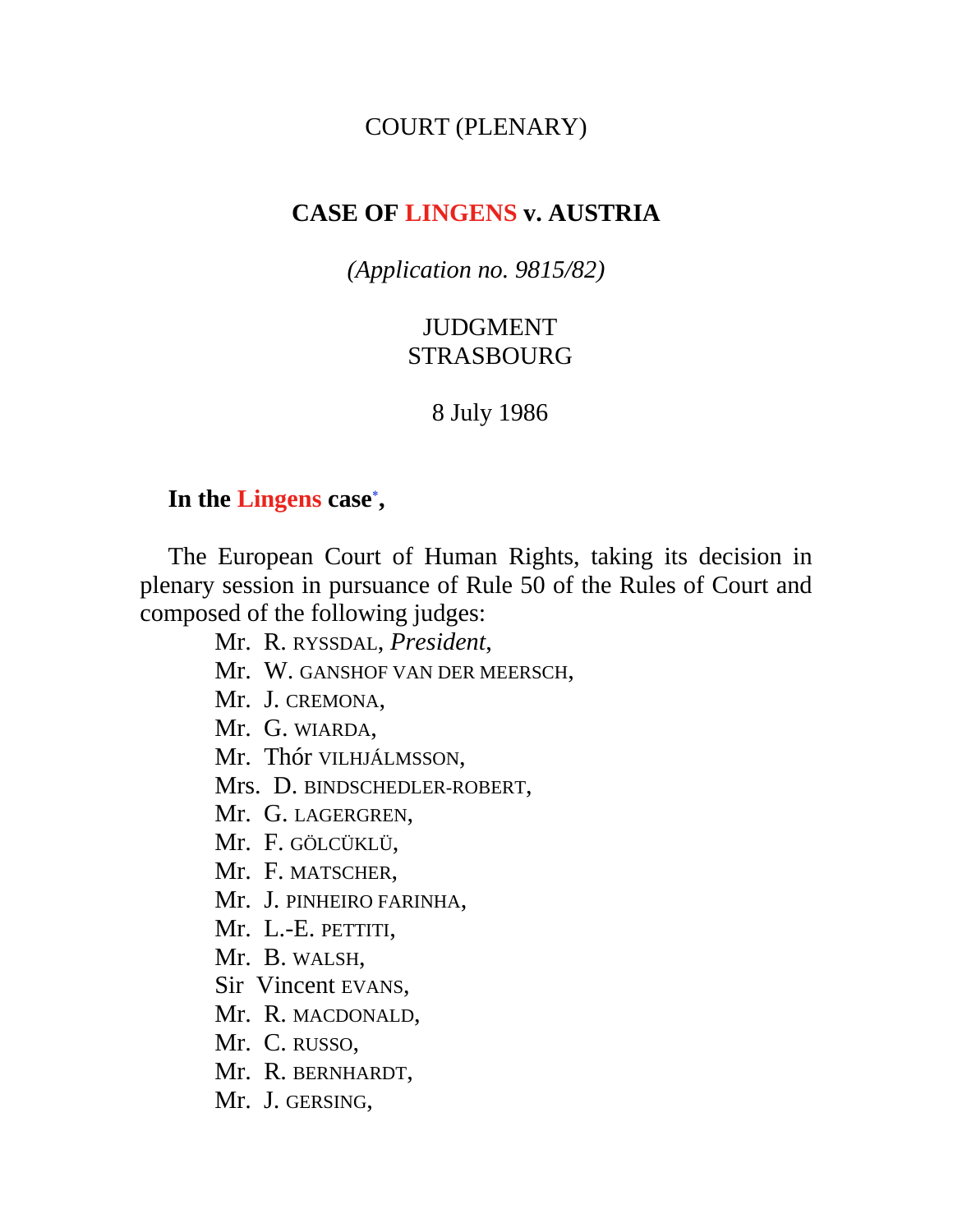COURT (PLENARY)

# CASE OF LINGENS v. AUSTRIA

*(Application no. 9815/82)*

JUDGMENT
STRASBOURG

8 July 1986

**In the Lingens case[*],**

The European Court of Human Rights, taking its decision in plenary session in pursuance of Rule 50 of the Rules of Court and composed of the following judges:

Mr. R. RYSSDAL, *President*,
Mr. W. GANSHOF VAN DER MEERSCH,
Mr. J. CREMONA,
Mr. G. WIARDA,
Mr. Thór VILHJÁLMSSON,
Mrs. D. BINDSCHEDLER-ROBERT,
Mr. G. LAGERGREN,
Mr. F. GÖLCÜKLÜ,
Mr. F. MATSCHER,
Mr. J. PINHEIRO FARINHA,
Mr. L.-E. PETTITI,
Mr. B. WALSH,
Sir Vincent EVANS,
Mr. R. MACDONALD,
Mr. C. RUSSO,
Mr. R. BERNHARDT,
Mr. J. GERSING,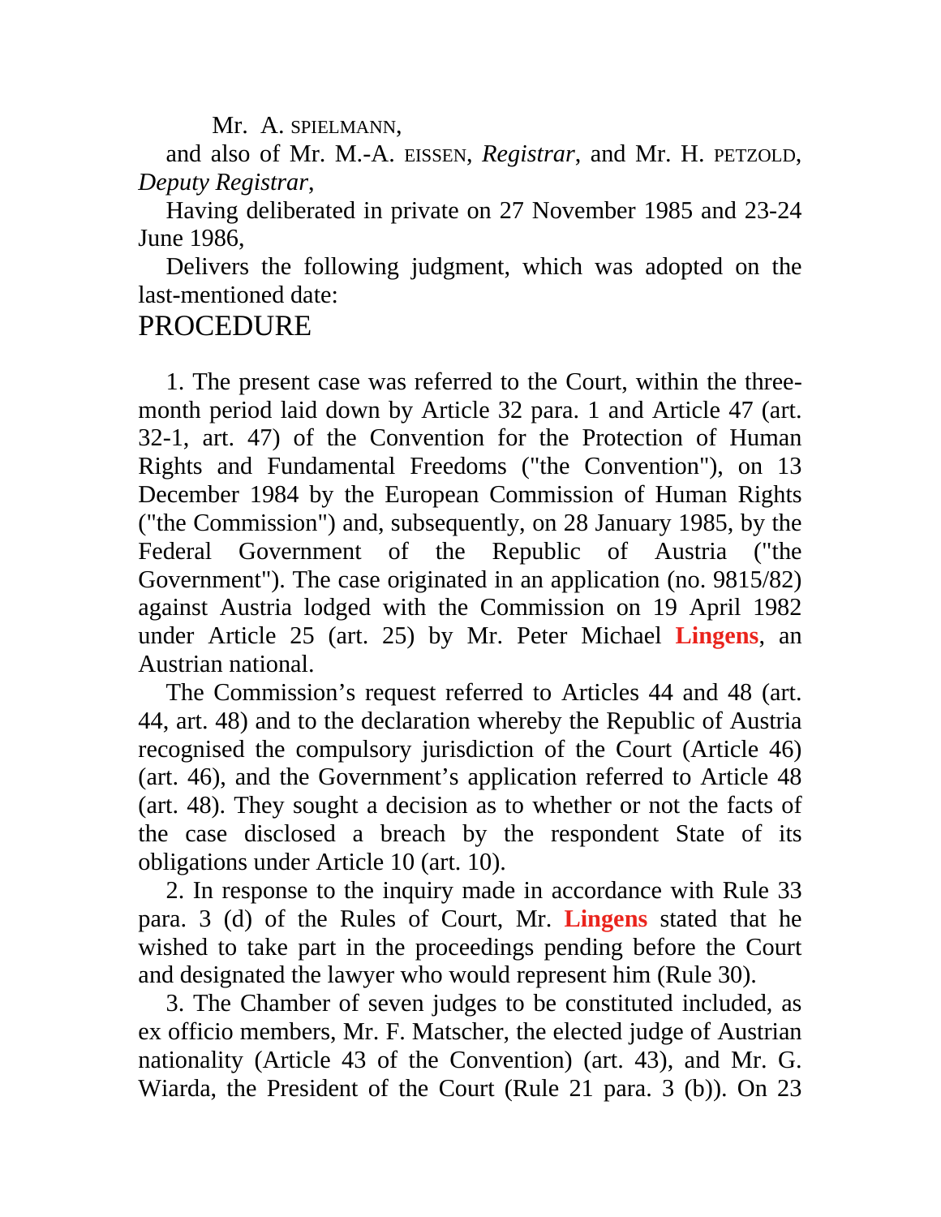Mr. A. SPIELMANN,

and also of Mr. M.-A. EISSEN, *Registrar*, and Mr. H. PETZOLD, *Deputy Registrar*,

Having deliberated in private on 27 November 1985 and 23-24 June 1986,

Delivers the following judgment, which was adopted on the last-mentioned date:

# PROCEDURE

1. The present case was referred to the Court, within the three-month period laid down by Article 32 para. 1 and Article 47 (art. 32-1, art. 47) of the Convention for the Protection of Human Rights and Fundamental Freedoms ("the Convention"), on 13 December 1984 by the European Commission of Human Rights ("the Commission") and, subsequently, on 28 January 1985, by the Federal Government of the Republic of Austria ("the Government"). The case originated in an application (no. 9815/82) against Austria lodged with the Commission on 19 April 1982 under Article 25 (art. 25) by Mr. Peter Michael **Lingens**, an Austrian national.

The Commission's request referred to Articles 44 and 48 (art. 44, art. 48) and to the declaration whereby the Republic of Austria recognised the compulsory jurisdiction of the Court (Article 46) (art. 46), and the Government's application referred to Article 48 (art. 48). They sought a decision as to whether or not the facts of the case disclosed a breach by the respondent State of its obligations under Article 10 (art. 10).

2. In response to the inquiry made in accordance with Rule 33 para. 3 (d) of the Rules of Court, Mr. **Lingens** stated that he wished to take part in the proceedings pending before the Court and designated the lawyer who would represent him (Rule 30).

3. The Chamber of seven judges to be constituted included, as ex officio members, Mr. F. Matscher, the elected judge of Austrian nationality (Article 43 of the Convention) (art. 43), and Mr. G. Wiarda, the President of the Court (Rule 21 para. 3 (b)). On 23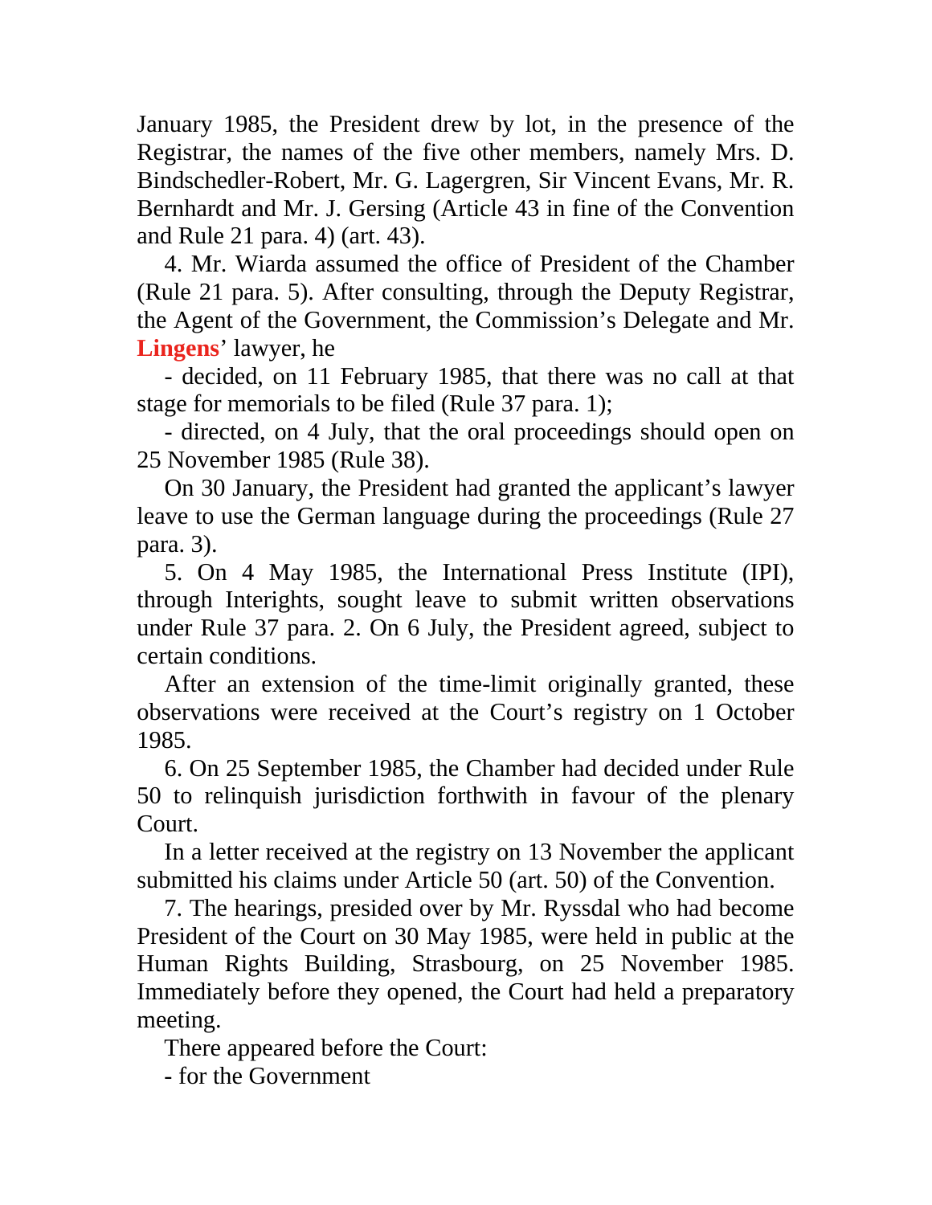January 1985, the President drew by lot, in the presence of the Registrar, the names of the five other members, namely Mrs. D. Bindschedler-Robert, Mr. G. Lagergren, Sir Vincent Evans, Mr. R. Bernhardt and Mr. J. Gersing (Article 43 in fine of the Convention and Rule 21 para. 4) (art. 43).

4. Mr. Wiarda assumed the office of President of the Chamber (Rule 21 para. 5). After consulting, through the Deputy Registrar, the Agent of the Government, the Commission's Delegate and Mr. **Lingens**' lawyer, he

- decided, on 11 February 1985, that there was no call at that stage for memorials to be filed (Rule 37 para. 1);

- directed, on 4 July, that the oral proceedings should open on 25 November 1985 (Rule 38).

On 30 January, the President had granted the applicant's lawyer leave to use the German language during the proceedings (Rule 27 para. 3).

5. On 4 May 1985, the International Press Institute (IPI), through Interights, sought leave to submit written observations under Rule 37 para. 2. On 6 July, the President agreed, subject to certain conditions.

After an extension of the time-limit originally granted, these observations were received at the Court's registry on 1 October 1985.

6. On 25 September 1985, the Chamber had decided under Rule 50 to relinquish jurisdiction forthwith in favour of the plenary Court.

In a letter received at the registry on 13 November the applicant submitted his claims under Article 50 (art. 50) of the Convention.

7. The hearings, presided over by Mr. Ryssdal who had become President of the Court on 30 May 1985, were held in public at the Human Rights Building, Strasbourg, on 25 November 1985. Immediately before they opened, the Court had held a preparatory meeting.

There appeared before the Court:

- for the Government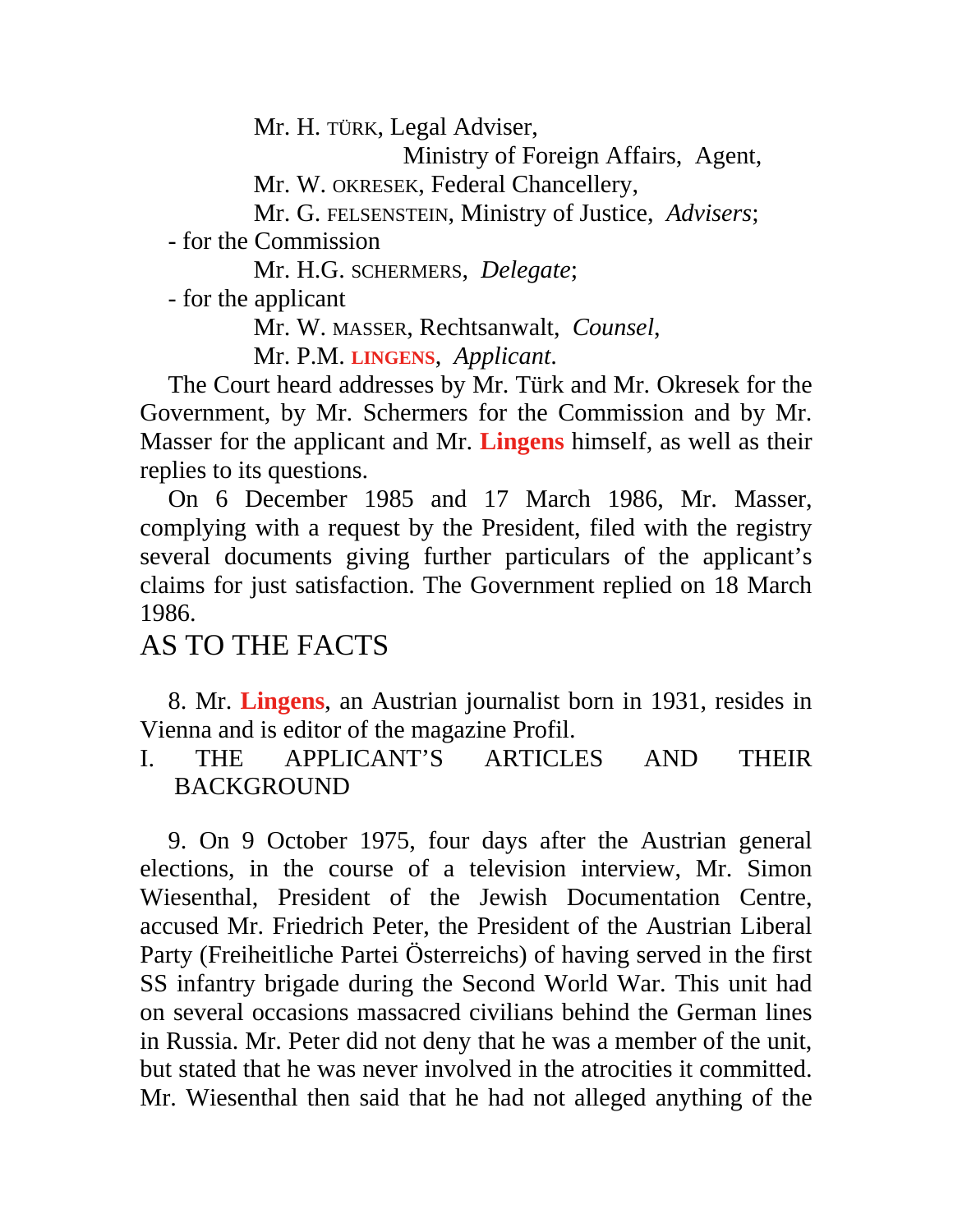Mr. H. TÜRK, Legal Adviser,
Ministry of Foreign Affairs, Agent,
Mr. W. OKRESEK, Federal Chancellery,
Mr. G. FELSENSTEIN, Ministry of Justice, *Advisers*;

- for the Commission

Mr. H.G. SCHERMERS, *Delegate*;

- for the applicant

Mr. W. MASSER, Rechtsanwalt, *Counsel*,
Mr. P.M. **LINGENS**, *Applicant*.

The Court heard addresses by Mr. Türk and Mr. Okresek for the Government, by Mr. Schermers for the Commission and by Mr. Masser for the applicant and Mr. **Lingens** himself, as well as their replies to its questions.

On 6 December 1985 and 17 March 1986, Mr. Masser, complying with a request by the President, filed with the registry several documents giving further particulars of the applicant's claims for just satisfaction. The Government replied on 18 March 1986.

# AS TO THE FACTS

8. Mr. **Lingens**, an Austrian journalist born in 1931, resides in Vienna and is editor of the magazine Profil.

## I. THE APPLICANT'S ARTICLES AND THEIR BACKGROUND

9. On 9 October 1975, four days after the Austrian general elections, in the course of a television interview, Mr. Simon Wiesenthal, President of the Jewish Documentation Centre, accused Mr. Friedrich Peter, the President of the Austrian Liberal Party (Freiheitliche Partei Österreichs) of having served in the first SS infantry brigade during the Second World War. This unit had on several occasions massacred civilians behind the German lines in Russia. Mr. Peter did not deny that he was a member of the unit, but stated that he was never involved in the atrocities it committed. Mr. Wiesenthal then said that he had not alleged anything of the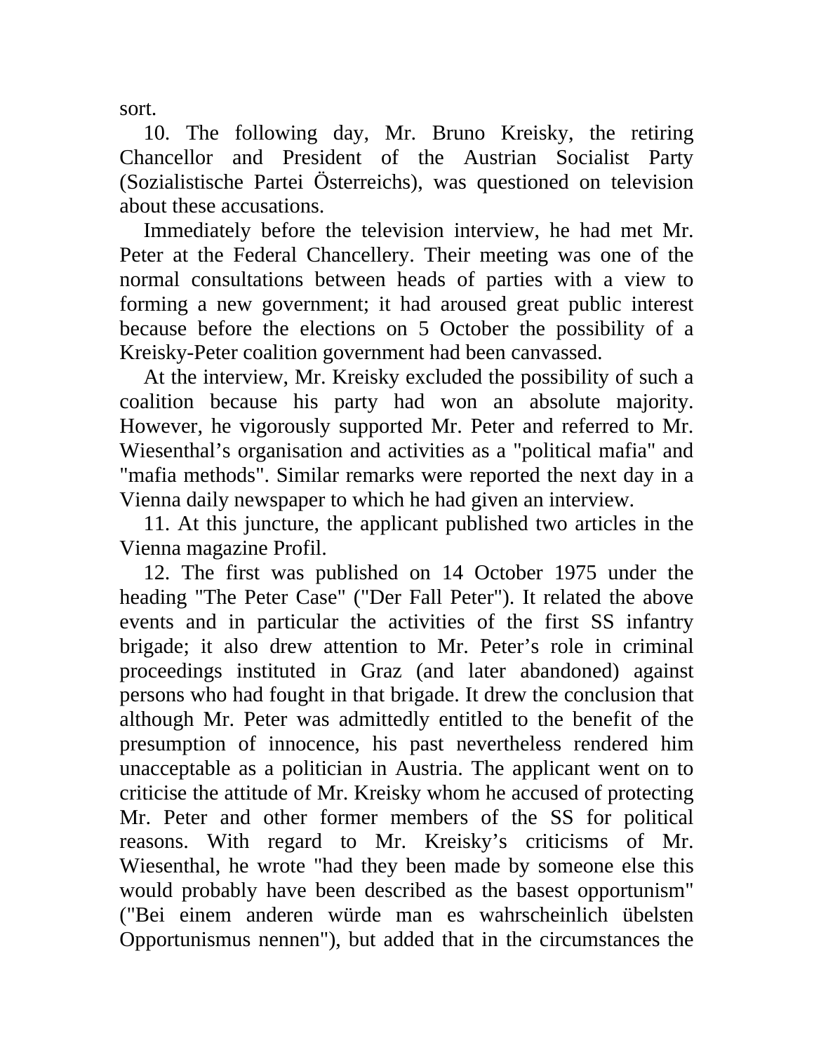sort.

10. The following day, Mr. Bruno Kreisky, the retiring Chancellor and President of the Austrian Socialist Party (Sozialistische Partei Österreichs), was questioned on television about these accusations.

Immediately before the television interview, he had met Mr. Peter at the Federal Chancellery. Their meeting was one of the normal consultations between heads of parties with a view to forming a new government; it had aroused great public interest because before the elections on 5 October the possibility of a Kreisky-Peter coalition government had been canvassed.

At the interview, Mr. Kreisky excluded the possibility of such a coalition because his party had won an absolute majority. However, he vigorously supported Mr. Peter and referred to Mr. Wiesenthal's organisation and activities as a "political mafia" and "mafia methods". Similar remarks were reported the next day in a Vienna daily newspaper to which he had given an interview.

11. At this juncture, the applicant published two articles in the Vienna magazine Profil.

12. The first was published on 14 October 1975 under the heading "The Peter Case" ("Der Fall Peter"). It related the above events and in particular the activities of the first SS infantry brigade; it also drew attention to Mr. Peter's role in criminal proceedings instituted in Graz (and later abandoned) against persons who had fought in that brigade. It drew the conclusion that although Mr. Peter was admittedly entitled to the benefit of the presumption of innocence, his past nevertheless rendered him unacceptable as a politician in Austria. The applicant went on to criticise the attitude of Mr. Kreisky whom he accused of protecting Mr. Peter and other former members of the SS for political reasons. With regard to Mr. Kreisky's criticisms of Mr. Wiesenthal, he wrote "had they been made by someone else this would probably have been described as the basest opportunism" ("Bei einem anderen würde man es wahrscheinlich übelsten Opportunismus nennen"), but added that in the circumstances the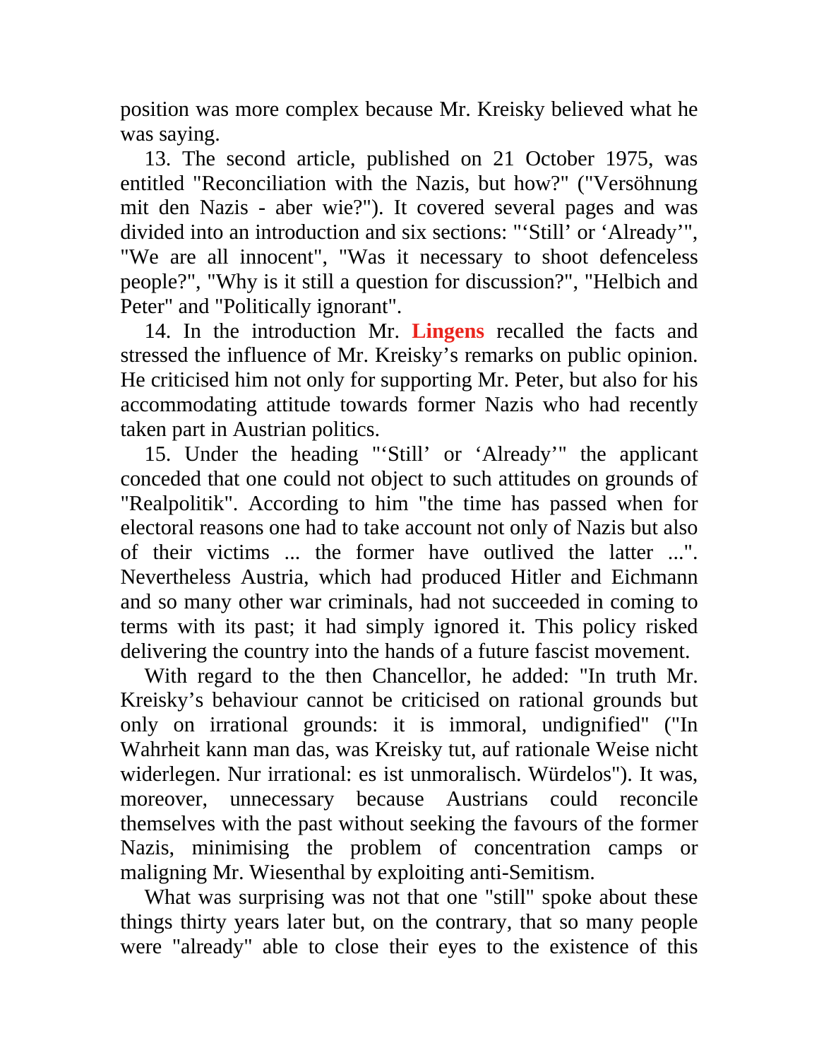position was more complex because Mr. Kreisky believed what he was saying.

13. The second article, published on 21 October 1975, was entitled "Reconciliation with the Nazis, but how?" ("Versöhnung mit den Nazis - aber wie?"). It covered several pages and was divided into an introduction and six sections: "'Still' or 'Already'", "We are all innocent", "Was it necessary to shoot defenceless people?", "Why is it still a question for discussion?", "Helbich and Peter" and "Politically ignorant".

14. In the introduction Mr. **Lingens** recalled the facts and stressed the influence of Mr. Kreisky's remarks on public opinion. He criticised him not only for supporting Mr. Peter, but also for his accommodating attitude towards former Nazis who had recently taken part in Austrian politics.

15. Under the heading "'Still' or 'Already'" the applicant conceded that one could not object to such attitudes on grounds of "Realpolitik". According to him "the time has passed when for electoral reasons one had to take account not only of Nazis but also of their victims ... the former have outlived the latter ...". Nevertheless Austria, which had produced Hitler and Eichmann and so many other war criminals, had not succeeded in coming to terms with its past; it had simply ignored it. This policy risked delivering the country into the hands of a future fascist movement.

With regard to the then Chancellor, he added: "In truth Mr. Kreisky's behaviour cannot be criticised on rational grounds but only on irrational grounds: it is immoral, undignified" ("In Wahrheit kann man das, was Kreisky tut, auf rationale Weise nicht widerlegen. Nur irrational: es ist unmoralisch. Würdelos"). It was, moreover, unnecessary because Austrians could reconcile themselves with the past without seeking the favours of the former Nazis, minimising the problem of concentration camps or maligning Mr. Wiesenthal by exploiting anti-Semitism.

What was surprising was not that one "still" spoke about these things thirty years later but, on the contrary, that so many people were "already" able to close their eyes to the existence of this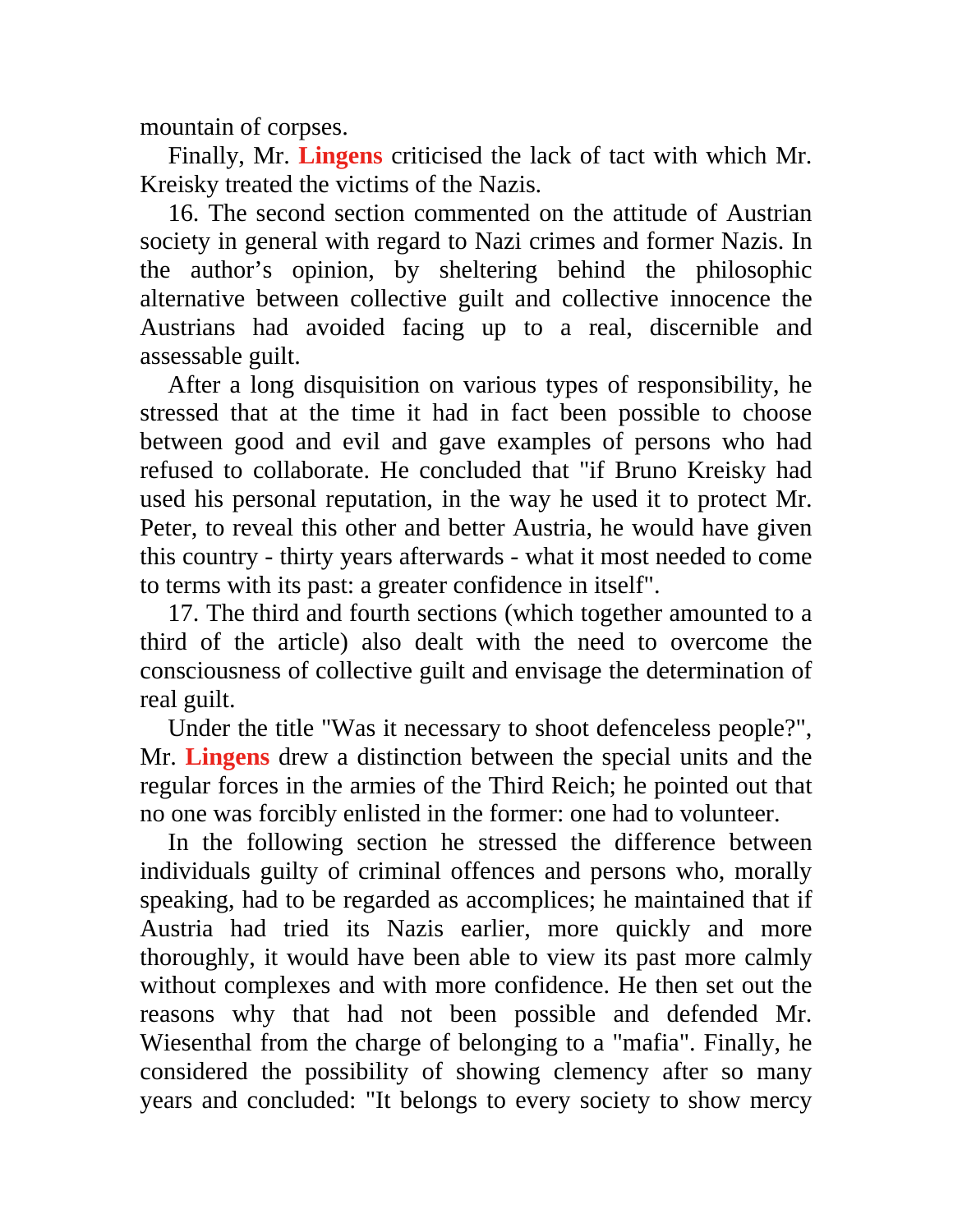mountain of corpses.

Finally, Mr. Lingens criticised the lack of tact with which Mr. Kreisky treated the victims of the Nazis.

16. The second section commented on the attitude of Austrian society in general with regard to Nazi crimes and former Nazis. In the author's opinion, by sheltering behind the philosophic alternative between collective guilt and collective innocence the Austrians had avoided facing up to a real, discernible and assessable guilt.

After a long disquisition on various types of responsibility, he stressed that at the time it had in fact been possible to choose between good and evil and gave examples of persons who had refused to collaborate. He concluded that "if Bruno Kreisky had used his personal reputation, in the way he used it to protect Mr. Peter, to reveal this other and better Austria, he would have given this country - thirty years afterwards - what it most needed to come to terms with its past: a greater confidence in itself".

17. The third and fourth sections (which together amounted to a third of the article) also dealt with the need to overcome the consciousness of collective guilt and envisage the determination of real guilt.

Under the title "Was it necessary to shoot defenceless people?", Mr. Lingens drew a distinction between the special units and the regular forces in the armies of the Third Reich; he pointed out that no one was forcibly enlisted in the former: one had to volunteer.

In the following section he stressed the difference between individuals guilty of criminal offences and persons who, morally speaking, had to be regarded as accomplices; he maintained that if Austria had tried its Nazis earlier, more quickly and more thoroughly, it would have been able to view its past more calmly without complexes and with more confidence. He then set out the reasons why that had not been possible and defended Mr. Wiesenthal from the charge of belonging to a "mafia". Finally, he considered the possibility of showing clemency after so many years and concluded: "It belongs to every society to show mercy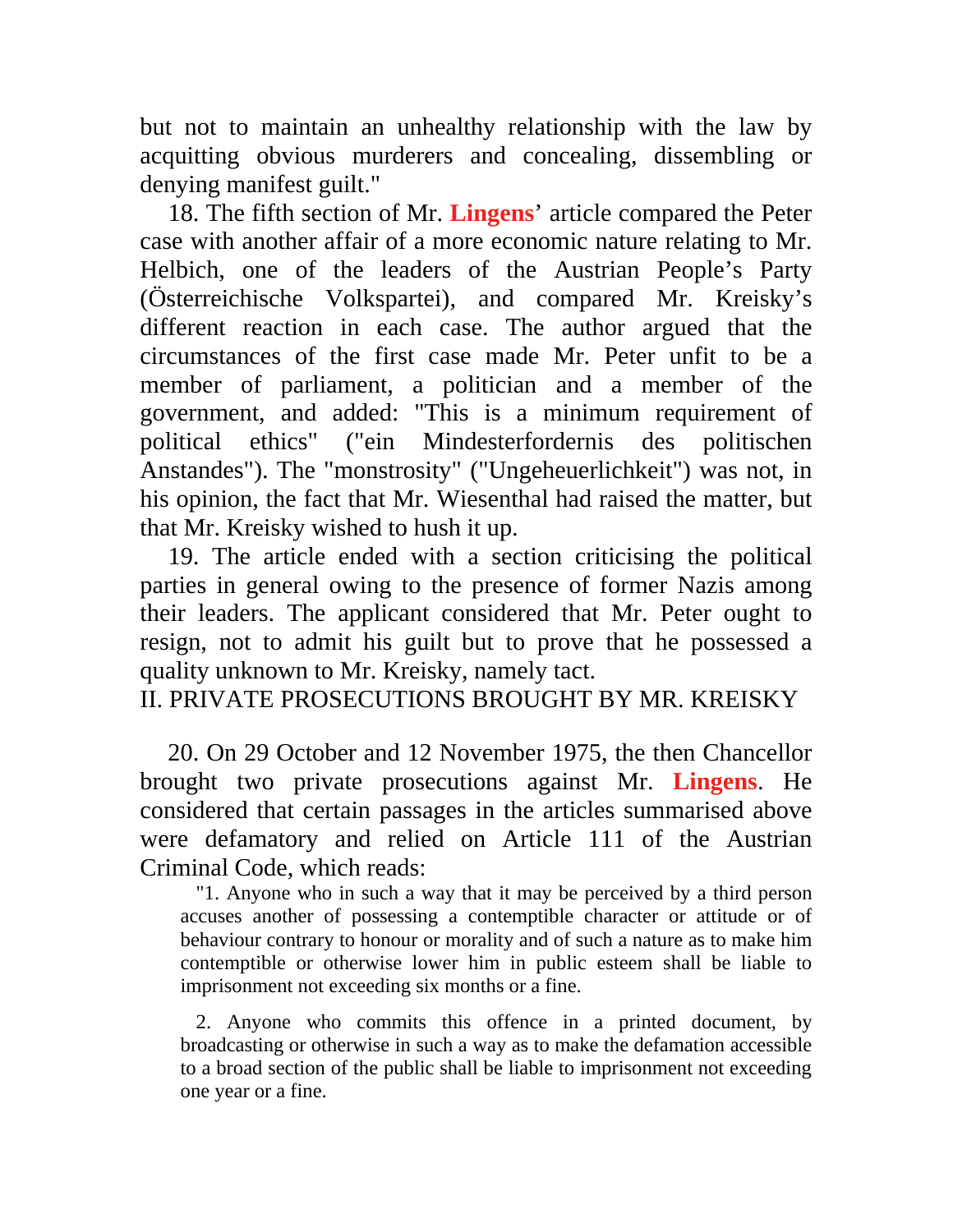but not to maintain an unhealthy relationship with the law by acquitting obvious murderers and concealing, dissembling or denying manifest guilt."

18. The fifth section of Mr. **Lingens**' article compared the Peter case with another affair of a more economic nature relating to Mr. Helbich, one of the leaders of the Austrian People's Party (Österreichische Volkspartei), and compared Mr. Kreisky's different reaction in each case. The author argued that the circumstances of the first case made Mr. Peter unfit to be a member of parliament, a politician and a member of the government, and added: "This is a minimum requirement of political ethics" ("ein Mindesterfordernis des politischen Anstandes"). The "monstrosity" ("Ungeheuerlichkeit") was not, in his opinion, the fact that Mr. Wiesenthal had raised the matter, but that Mr. Kreisky wished to hush it up.

19. The article ended with a section criticising the political parties in general owing to the presence of former Nazis among their leaders. The applicant considered that Mr. Peter ought to resign, not to admit his guilt but to prove that he possessed a quality unknown to Mr. Kreisky, namely tact.

## II. PRIVATE PROSECUTIONS BROUGHT BY MR. KREISKY

20. On 29 October and 12 November 1975, the then Chancellor brought two private prosecutions against Mr. **Lingens**. He considered that certain passages in the articles summarised above were defamatory and relied on Article 111 of the Austrian Criminal Code, which reads:

> "1. Anyone who in such a way that it may be perceived by a third person accuses another of possessing a contemptible character or attitude or of behaviour contrary to honour or morality and of such a nature as to make him contemptible or otherwise lower him in public esteem shall be liable to imprisonment not exceeding six months or a fine.
>
> 2. Anyone who commits this offence in a printed document, by broadcasting or otherwise in such a way as to make the defamation accessible to a broad section of the public shall be liable to imprisonment not exceeding one year or a fine.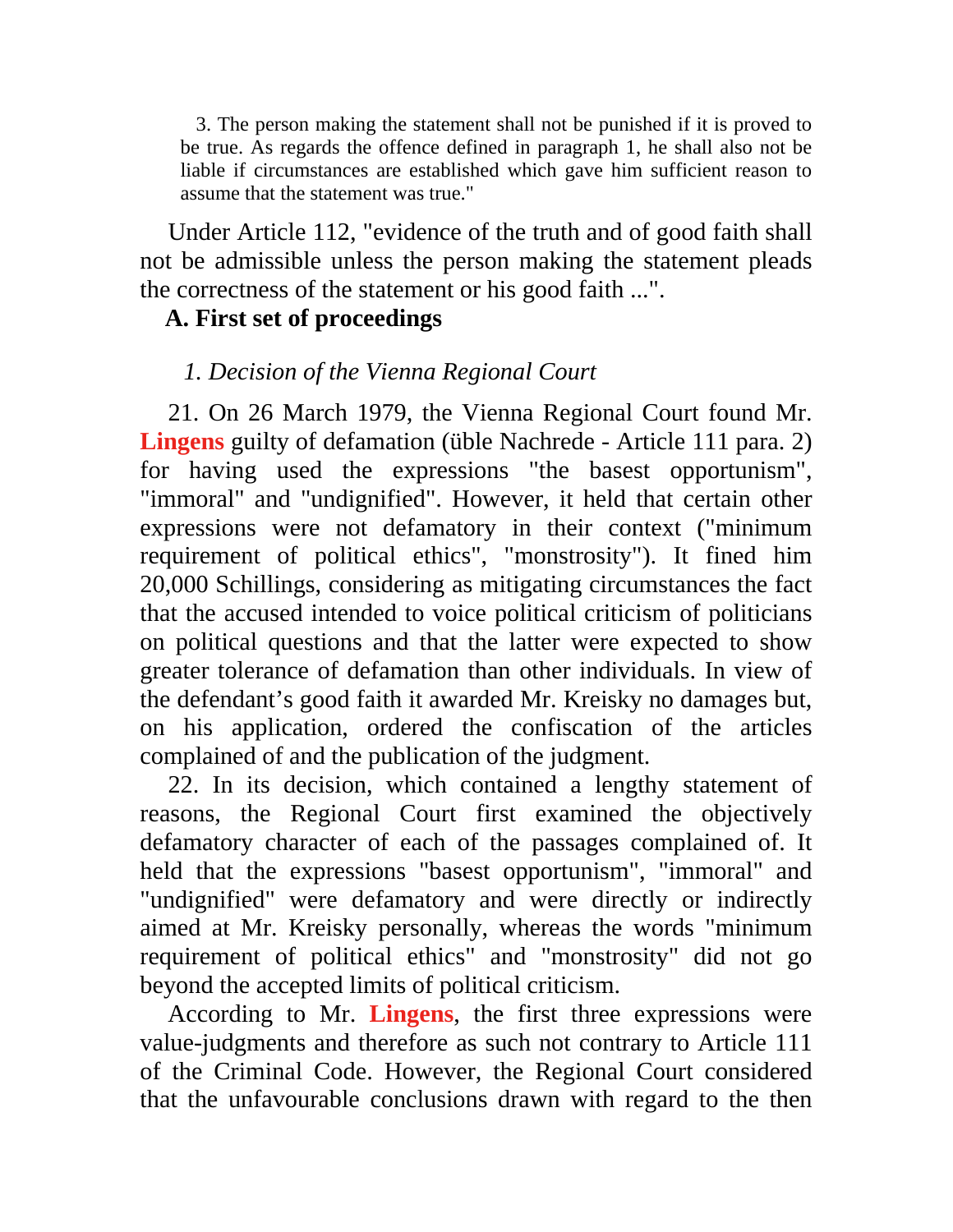> 3. The person making the statement shall not be punished if it is proved to be true. As regards the offence defined in paragraph 1, he shall also not be liable if circumstances are established which gave him sufficient reason to assume that the statement was true."

Under Article 112, "evidence of the truth and of good faith shall not be admissible unless the person making the statement pleads the correctness of the statement or his good faith ...".

## A. First set of proceedings

### *1. Decision of the Vienna Regional Court*

21. On 26 March 1979, the Vienna Regional Court found Mr. Lingens guilty of defamation (üble Nachrede - Article 111 para. 2) for having used the expressions "the basest opportunism", "immoral" and "undignified". However, it held that certain other expressions were not defamatory in their context ("minimum requirement of political ethics", "monstrosity"). It fined him 20,000 Schillings, considering as mitigating circumstances the fact that the accused intended to voice political criticism of politicians on political questions and that the latter were expected to show greater tolerance of defamation than other individuals. In view of the defendant's good faith it awarded Mr. Kreisky no damages but, on his application, ordered the confiscation of the articles complained of and the publication of the judgment.

22. In its decision, which contained a lengthy statement of reasons, the Regional Court first examined the objectively defamatory character of each of the passages complained of. It held that the expressions "basest opportunism", "immoral" and "undignified" were defamatory and were directly or indirectly aimed at Mr. Kreisky personally, whereas the words "minimum requirement of political ethics" and "monstrosity" did not go beyond the accepted limits of political criticism.

According to Mr. Lingens, the first three expressions were value-judgments and therefore as such not contrary to Article 111 of the Criminal Code. However, the Regional Court considered that the unfavourable conclusions drawn with regard to the then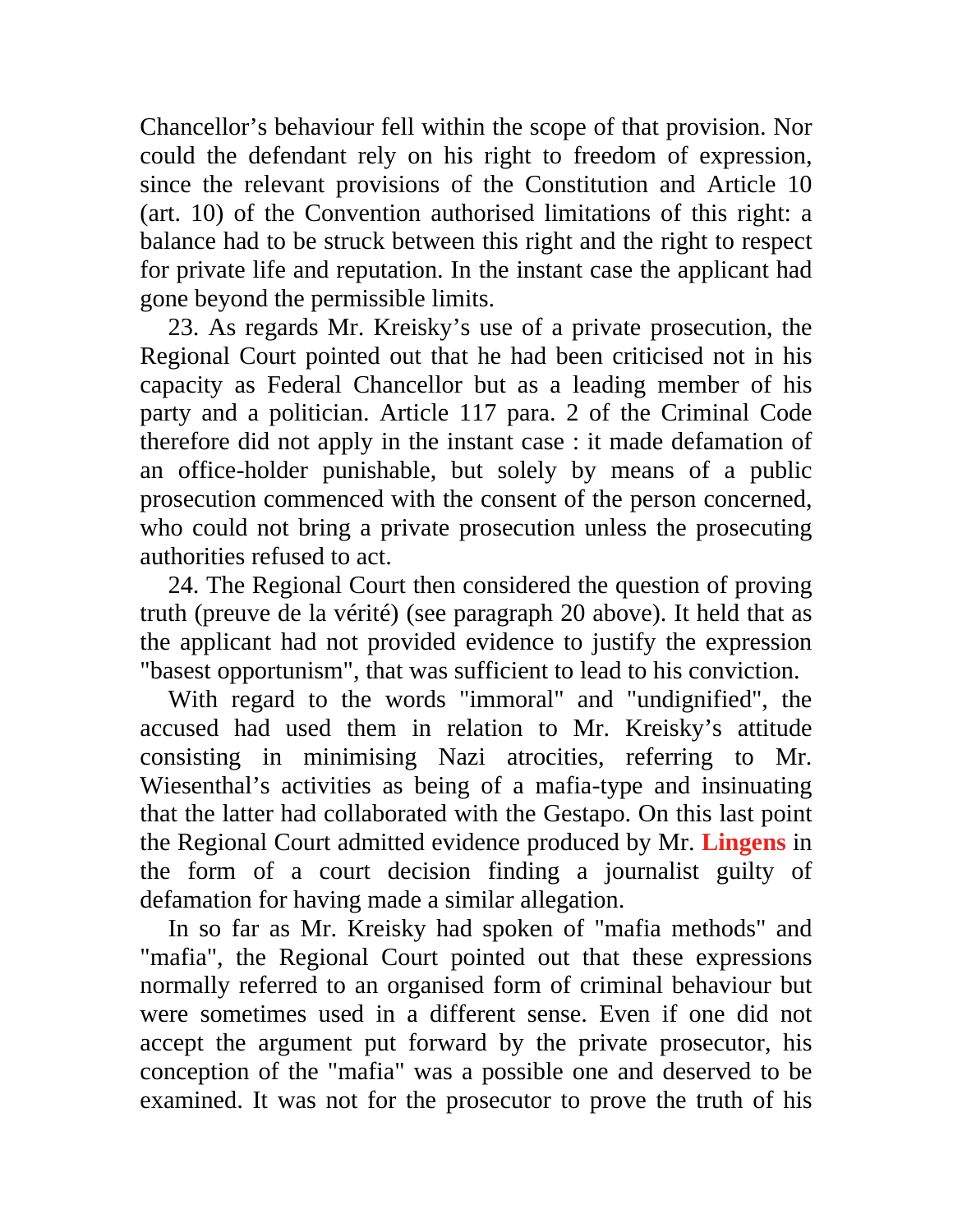Chancellor's behaviour fell within the scope of that provision. Nor could the defendant rely on his right to freedom of expression, since the relevant provisions of the Constitution and Article 10 (art. 10) of the Convention authorised limitations of this right: a balance had to be struck between this right and the right to respect for private life and reputation. In the instant case the applicant had gone beyond the permissible limits.

23. As regards Mr. Kreisky's use of a private prosecution, the Regional Court pointed out that he had been criticised not in his capacity as Federal Chancellor but as a leading member of his party and a politician. Article 117 para. 2 of the Criminal Code therefore did not apply in the instant case : it made defamation of an office-holder punishable, but solely by means of a public prosecution commenced with the consent of the person concerned, who could not bring a private prosecution unless the prosecuting authorities refused to act.

24. The Regional Court then considered the question of proving truth (preuve de la vérité) (see paragraph 20 above). It held that as the applicant had not provided evidence to justify the expression "basest opportunism", that was sufficient to lead to his conviction.

With regard to the words "immoral" and "undignified", the accused had used them in relation to Mr. Kreisky's attitude consisting in minimising Nazi atrocities, referring to Mr. Wiesenthal's activities as being of a mafia-type and insinuating that the latter had collaborated with the Gestapo. On this last point the Regional Court admitted evidence produced by Mr. **Lingens** in the form of a court decision finding a journalist guilty of defamation for having made a similar allegation.

In so far as Mr. Kreisky had spoken of "mafia methods" and "mafia", the Regional Court pointed out that these expressions normally referred to an organised form of criminal behaviour but were sometimes used in a different sense. Even if one did not accept the argument put forward by the private prosecutor, his conception of the "mafia" was a possible one and deserved to be examined. It was not for the prosecutor to prove the truth of his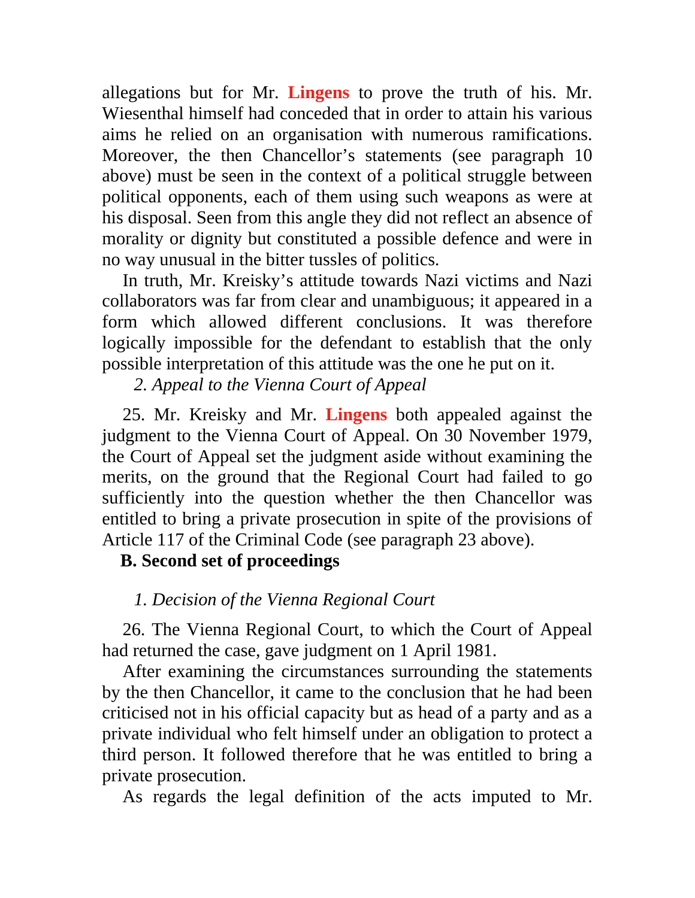allegations but for Mr. **Lingens** to prove the truth of his. Mr. Wiesenthal himself had conceded that in order to attain his various aims he relied on an organisation with numerous ramifications. Moreover, the then Chancellor's statements (see paragraph 10 above) must be seen in the context of a political struggle between political opponents, each of them using such weapons as were at his disposal. Seen from this angle they did not reflect an absence of morality or dignity but constituted a possible defence and were in no way unusual in the bitter tussles of politics.

In truth, Mr. Kreisky's attitude towards Nazi victims and Nazi collaborators was far from clear and unambiguous; it appeared in a form which allowed different conclusions. It was therefore logically impossible for the defendant to establish that the only possible interpretation of this attitude was the one he put on it.

*2. Appeal to the Vienna Court of Appeal*

25. Mr. Kreisky and Mr. **Lingens** both appealed against the judgment to the Vienna Court of Appeal. On 30 November 1979, the Court of Appeal set the judgment aside without examining the merits, on the ground that the Regional Court had failed to go sufficiently into the question whether the then Chancellor was entitled to bring a private prosecution in spite of the provisions of Article 117 of the Criminal Code (see paragraph 23 above).

**B. Second set of proceedings**

*1. Decision of the Vienna Regional Court*

26. The Vienna Regional Court, to which the Court of Appeal had returned the case, gave judgment on 1 April 1981.

After examining the circumstances surrounding the statements by the then Chancellor, it came to the conclusion that he had been criticised not in his official capacity but as head of a party and as a private individual who felt himself under an obligation to protect a third person. It followed therefore that he was entitled to bring a private prosecution.

As regards the legal definition of the acts imputed to Mr.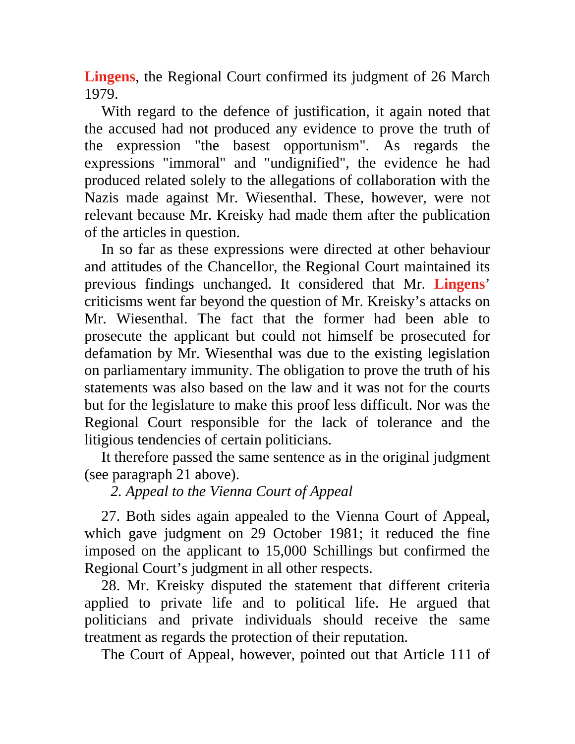**Lingens**, the Regional Court confirmed its judgment of 26 March 1979.

With regard to the defence of justification, it again noted that the accused had not produced any evidence to prove the truth of the expression "the basest opportunism". As regards the expressions "immoral" and "undignified", the evidence he had produced related solely to the allegations of collaboration with the Nazis made against Mr. Wiesenthal. These, however, were not relevant because Mr. Kreisky had made them after the publication of the articles in question.

In so far as these expressions were directed at other behaviour and attitudes of the Chancellor, the Regional Court maintained its previous findings unchanged. It considered that Mr. **Lingens**' criticisms went far beyond the question of Mr. Kreisky's attacks on Mr. Wiesenthal. The fact that the former had been able to prosecute the applicant but could not himself be prosecuted for defamation by Mr. Wiesenthal was due to the existing legislation on parliamentary immunity. The obligation to prove the truth of his statements was also based on the law and it was not for the courts but for the legislature to make this proof less difficult. Nor was the Regional Court responsible for the lack of tolerance and the litigious tendencies of certain politicians.

It therefore passed the same sentence as in the original judgment (see paragraph 21 above).

*2. Appeal to the Vienna Court of Appeal*

27. Both sides again appealed to the Vienna Court of Appeal, which gave judgment on 29 October 1981; it reduced the fine imposed on the applicant to 15,000 Schillings but confirmed the Regional Court's judgment in all other respects.

28. Mr. Kreisky disputed the statement that different criteria applied to private life and to political life. He argued that politicians and private individuals should receive the same treatment as regards the protection of their reputation.

The Court of Appeal, however, pointed out that Article 111 of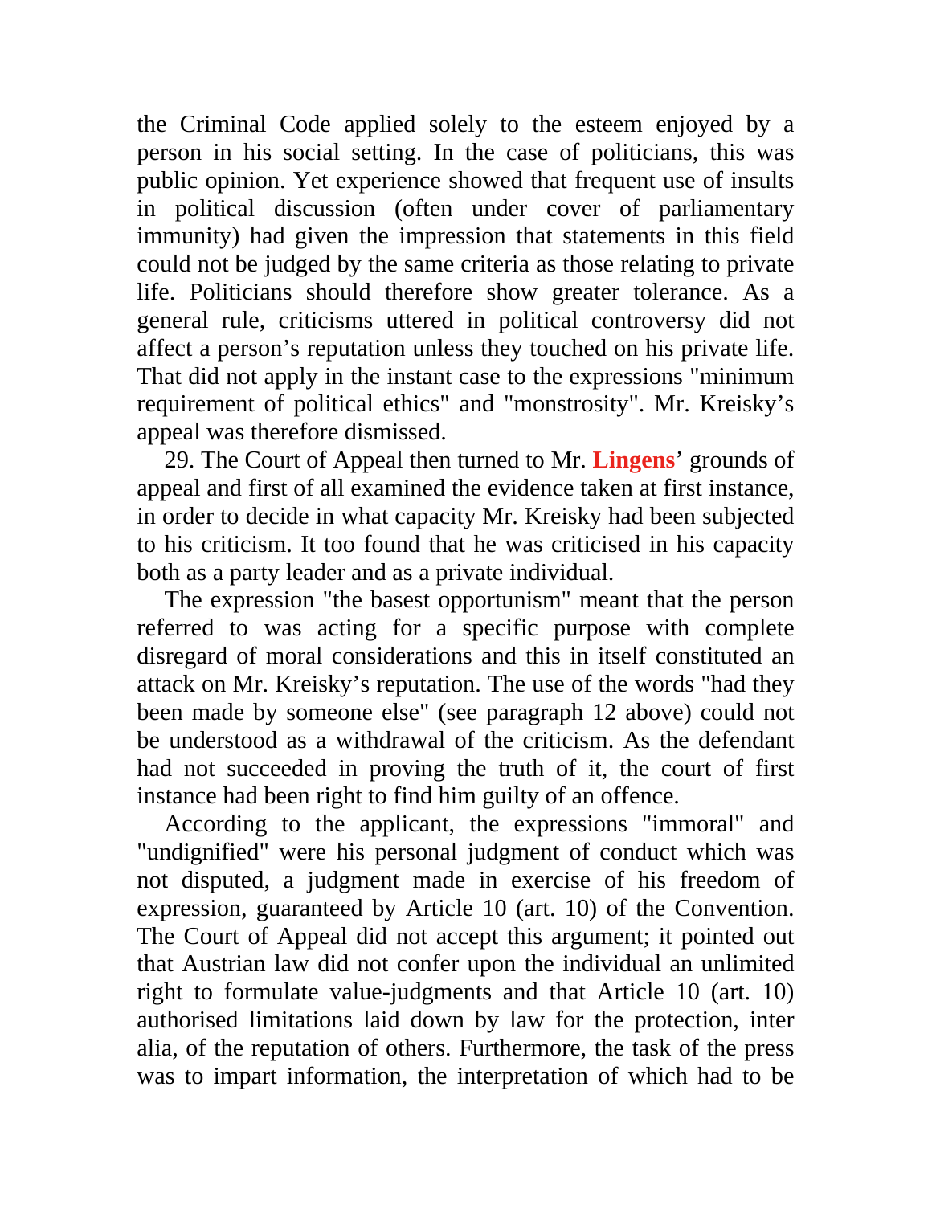the Criminal Code applied solely to the esteem enjoyed by a person in his social setting. In the case of politicians, this was public opinion. Yet experience showed that frequent use of insults in political discussion (often under cover of parliamentary immunity) had given the impression that statements in this field could not be judged by the same criteria as those relating to private life. Politicians should therefore show greater tolerance. As a general rule, criticisms uttered in political controversy did not affect a person's reputation unless they touched on his private life. That did not apply in the instant case to the expressions "minimum requirement of political ethics" and "monstrosity". Mr. Kreisky's appeal was therefore dismissed.

29. The Court of Appeal then turned to Mr. **Lingens**' grounds of appeal and first of all examined the evidence taken at first instance, in order to decide in what capacity Mr. Kreisky had been subjected to his criticism. It too found that he was criticised in his capacity both as a party leader and as a private individual.

The expression "the basest opportunism" meant that the person referred to was acting for a specific purpose with complete disregard of moral considerations and this in itself constituted an attack on Mr. Kreisky's reputation. The use of the words "had they been made by someone else" (see paragraph 12 above) could not be understood as a withdrawal of the criticism. As the defendant had not succeeded in proving the truth of it, the court of first instance had been right to find him guilty of an offence.

According to the applicant, the expressions "immoral" and "undignified" were his personal judgment of conduct which was not disputed, a judgment made in exercise of his freedom of expression, guaranteed by Article 10 (art. 10) of the Convention. The Court of Appeal did not accept this argument; it pointed out that Austrian law did not confer upon the individual an unlimited right to formulate value-judgments and that Article 10 (art. 10) authorised limitations laid down by law for the protection, inter alia, of the reputation of others. Furthermore, the task of the press was to impart information, the interpretation of which had to be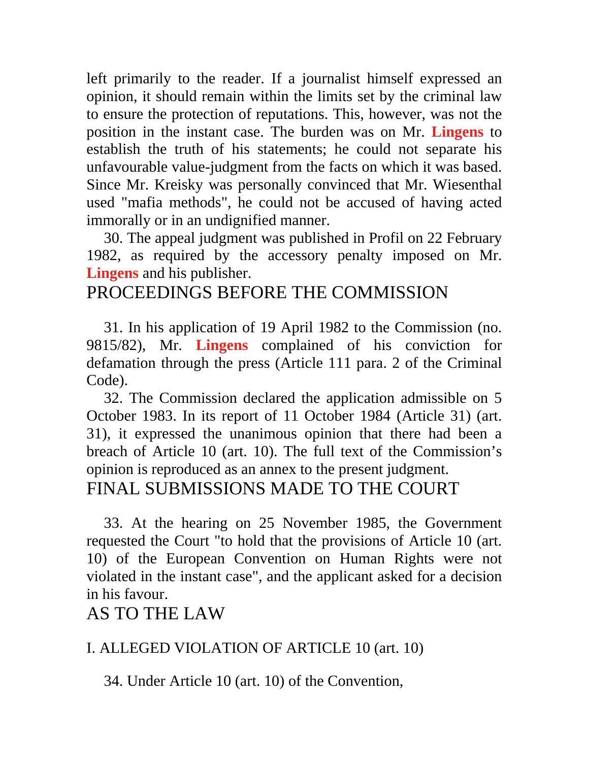left primarily to the reader. If a journalist himself expressed an opinion, it should remain within the limits set by the criminal law to ensure the protection of reputations. This, however, was not the position in the instant case. The burden was on Mr. **Lingens** to establish the truth of his statements; he could not separate his unfavourable value-judgment from the facts on which it was based. Since Mr. Kreisky was personally convinced that Mr. Wiesenthal used "mafia methods", he could not be accused of having acted immorally or in an undignified manner.

30. The appeal judgment was published in Profil on 22 February 1982, as required by the accessory penalty imposed on Mr. **Lingens** and his publisher.

## PROCEEDINGS BEFORE THE COMMISSION

31. In his application of 19 April 1982 to the Commission (no. 9815/82), Mr. **Lingens** complained of his conviction for defamation through the press (Article 111 para. 2 of the Criminal Code).

32. The Commission declared the application admissible on 5 October 1983. In its report of 11 October 1984 (Article 31) (art. 31), it expressed the unanimous opinion that there had been a breach of Article 10 (art. 10). The full text of the Commission's opinion is reproduced as an annex to the present judgment.

## FINAL SUBMISSIONS MADE TO THE COURT

33. At the hearing on 25 November 1985, the Government requested the Court "to hold that the provisions of Article 10 (art. 10) of the European Convention on Human Rights were not violated in the instant case", and the applicant asked for a decision in his favour.

## AS TO THE LAW

### I. ALLEGED VIOLATION OF ARTICLE 10 (art. 10)

34. Under Article 10 (art. 10) of the Convention,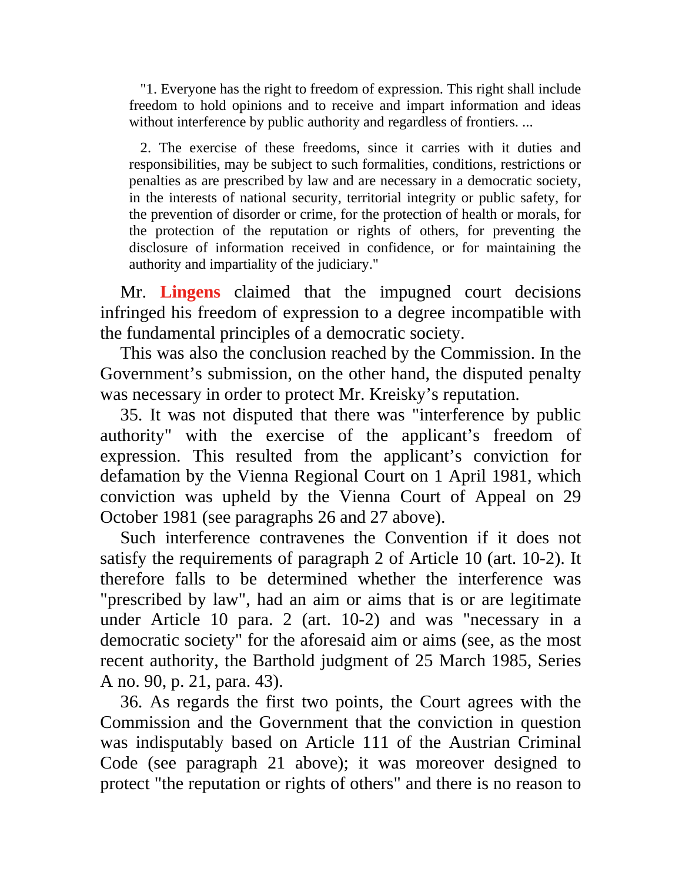> "1. Everyone has the right to freedom of expression. This right shall include freedom to hold opinions and to receive and impart information and ideas without interference by public authority and regardless of frontiers. ...
>
> 2. The exercise of these freedoms, since it carries with it duties and responsibilities, may be subject to such formalities, conditions, restrictions or penalties as are prescribed by law and are necessary in a democratic society, in the interests of national security, territorial integrity or public safety, for the prevention of disorder or crime, for the protection of health or morals, for the protection of the reputation or rights of others, for preventing the disclosure of information received in confidence, or for maintaining the authority and impartiality of the judiciary."

Mr. **Lingens** claimed that the impugned court decisions infringed his freedom of expression to a degree incompatible with the fundamental principles of a democratic society.

This was also the conclusion reached by the Commission. In the Government's submission, on the other hand, the disputed penalty was necessary in order to protect Mr. Kreisky's reputation.

35. It was not disputed that there was "interference by public authority" with the exercise of the applicant's freedom of expression. This resulted from the applicant's conviction for defamation by the Vienna Regional Court on 1 April 1981, which conviction was upheld by the Vienna Court of Appeal on 29 October 1981 (see paragraphs 26 and 27 above).

Such interference contravenes the Convention if it does not satisfy the requirements of paragraph 2 of Article 10 (art. 10-2). It therefore falls to be determined whether the interference was "prescribed by law", had an aim or aims that is or are legitimate under Article 10 para. 2 (art. 10-2) and was "necessary in a democratic society" for the aforesaid aim or aims (see, as the most recent authority, the Barthold judgment of 25 March 1985, Series A no. 90, p. 21, para. 43).

36. As regards the first two points, the Court agrees with the Commission and the Government that the conviction in question was indisputably based on Article 111 of the Austrian Criminal Code (see paragraph 21 above); it was moreover designed to protect "the reputation or rights of others" and there is no reason to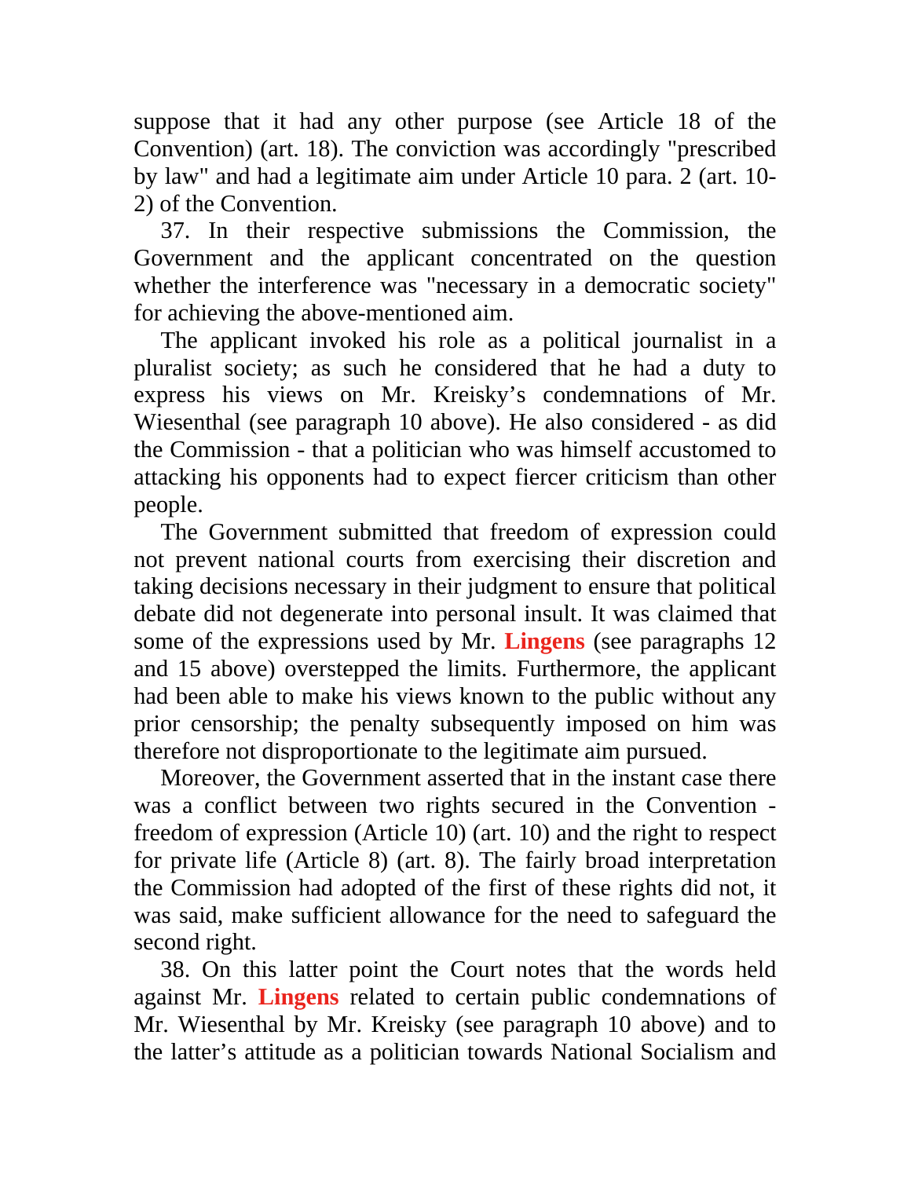suppose that it had any other purpose (see Article 18 of the Convention) (art. 18). The conviction was accordingly "prescribed by law" and had a legitimate aim under Article 10 para. 2 (art. 10-2) of the Convention.

37. In their respective submissions the Commission, the Government and the applicant concentrated on the question whether the interference was "necessary in a democratic society" for achieving the above-mentioned aim.

The applicant invoked his role as a political journalist in a pluralist society; as such he considered that he had a duty to express his views on Mr. Kreisky's condemnations of Mr. Wiesenthal (see paragraph 10 above). He also considered - as did the Commission - that a politician who was himself accustomed to attacking his opponents had to expect fiercer criticism than other people.

The Government submitted that freedom of expression could not prevent national courts from exercising their discretion and taking decisions necessary in their judgment to ensure that political debate did not degenerate into personal insult. It was claimed that some of the expressions used by Mr. Lingens (see paragraphs 12 and 15 above) overstepped the limits. Furthermore, the applicant had been able to make his views known to the public without any prior censorship; the penalty subsequently imposed on him was therefore not disproportionate to the legitimate aim pursued.

Moreover, the Government asserted that in the instant case there was a conflict between two rights secured in the Convention - freedom of expression (Article 10) (art. 10) and the right to respect for private life (Article 8) (art. 8). The fairly broad interpretation the Commission had adopted of the first of these rights did not, it was said, make sufficient allowance for the need to safeguard the second right.

38. On this latter point the Court notes that the words held against Mr. Lingens related to certain public condemnations of Mr. Wiesenthal by Mr. Kreisky (see paragraph 10 above) and to the latter's attitude as a politician towards National Socialism and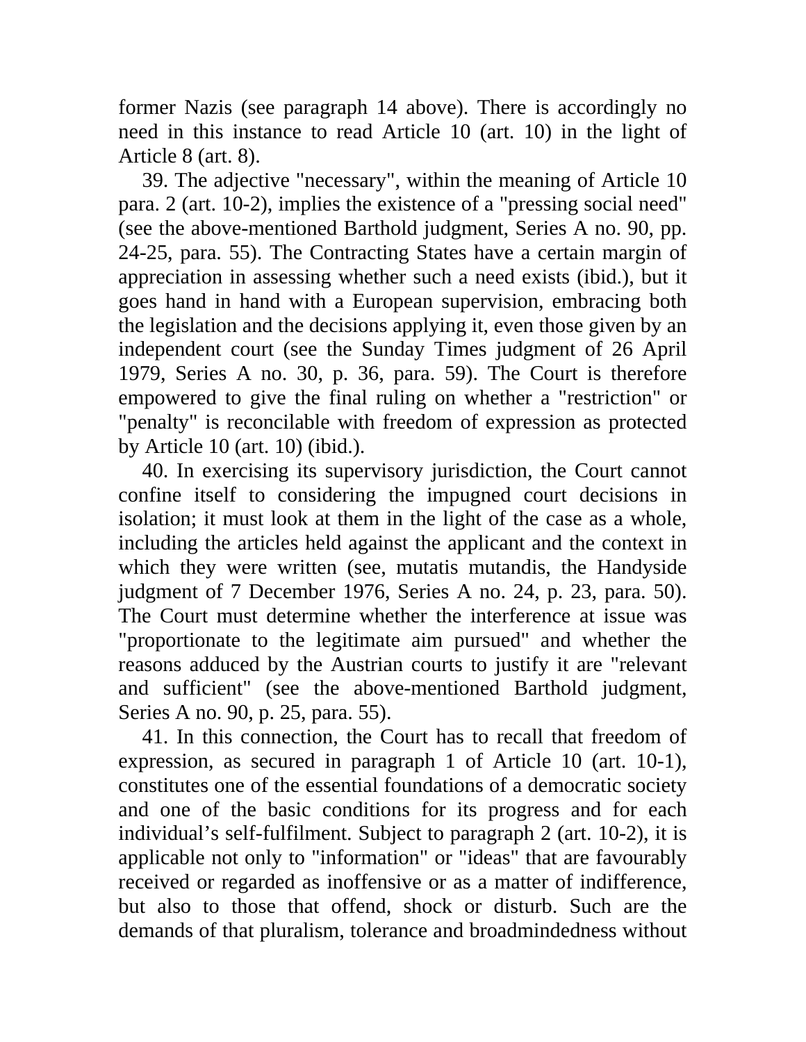former Nazis (see paragraph 14 above). There is accordingly no need in this instance to read Article 10 (art. 10) in the light of Article 8 (art. 8).

39. The adjective "necessary", within the meaning of Article 10 para. 2 (art. 10-2), implies the existence of a "pressing social need" (see the above-mentioned Barthold judgment, Series A no. 90, pp. 24-25, para. 55). The Contracting States have a certain margin of appreciation in assessing whether such a need exists (ibid.), but it goes hand in hand with a European supervision, embracing both the legislation and the decisions applying it, even those given by an independent court (see the Sunday Times judgment of 26 April 1979, Series A no. 30, p. 36, para. 59). The Court is therefore empowered to give the final ruling on whether a "restriction" or "penalty" is reconcilable with freedom of expression as protected by Article 10 (art. 10) (ibid.).

40. In exercising its supervisory jurisdiction, the Court cannot confine itself to considering the impugned court decisions in isolation; it must look at them in the light of the case as a whole, including the articles held against the applicant and the context in which they were written (see, mutatis mutandis, the Handyside judgment of 7 December 1976, Series A no. 24, p. 23, para. 50). The Court must determine whether the interference at issue was "proportionate to the legitimate aim pursued" and whether the reasons adduced by the Austrian courts to justify it are "relevant and sufficient" (see the above-mentioned Barthold judgment, Series A no. 90, p. 25, para. 55).

41. In this connection, the Court has to recall that freedom of expression, as secured in paragraph 1 of Article 10 (art. 10-1), constitutes one of the essential foundations of a democratic society and one of the basic conditions for its progress and for each individual's self-fulfilment. Subject to paragraph 2 (art. 10-2), it is applicable not only to "information" or "ideas" that are favourably received or regarded as inoffensive or as a matter of indifference, but also to those that offend, shock or disturb. Such are the demands of that pluralism, tolerance and broadmindedness without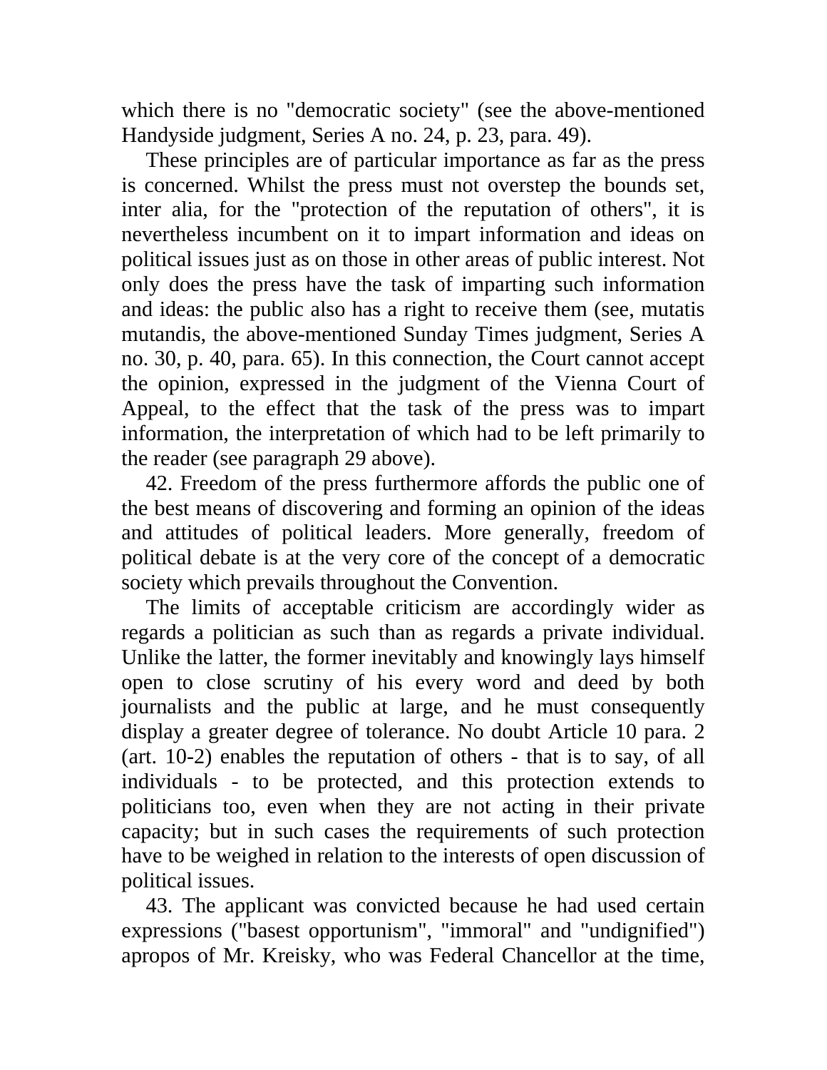which there is no "democratic society" (see the above-mentioned Handyside judgment, Series A no. 24, p. 23, para. 49).

These principles are of particular importance as far as the press is concerned. Whilst the press must not overstep the bounds set, inter alia, for the "protection of the reputation of others", it is nevertheless incumbent on it to impart information and ideas on political issues just as on those in other areas of public interest. Not only does the press have the task of imparting such information and ideas: the public also has a right to receive them (see, mutatis mutandis, the above-mentioned Sunday Times judgment, Series A no. 30, p. 40, para. 65). In this connection, the Court cannot accept the opinion, expressed in the judgment of the Vienna Court of Appeal, to the effect that the task of the press was to impart information, the interpretation of which had to be left primarily to the reader (see paragraph 29 above).

42. Freedom of the press furthermore affords the public one of the best means of discovering and forming an opinion of the ideas and attitudes of political leaders. More generally, freedom of political debate is at the very core of the concept of a democratic society which prevails throughout the Convention.

The limits of acceptable criticism are accordingly wider as regards a politician as such than as regards a private individual. Unlike the latter, the former inevitably and knowingly lays himself open to close scrutiny of his every word and deed by both journalists and the public at large, and he must consequently display a greater degree of tolerance. No doubt Article 10 para. 2 (art. 10-2) enables the reputation of others - that is to say, of all individuals - to be protected, and this protection extends to politicians too, even when they are not acting in their private capacity; but in such cases the requirements of such protection have to be weighed in relation to the interests of open discussion of political issues.

43. The applicant was convicted because he had used certain expressions ("basest opportunism", "immoral" and "undignified") apropos of Mr. Kreisky, who was Federal Chancellor at the time,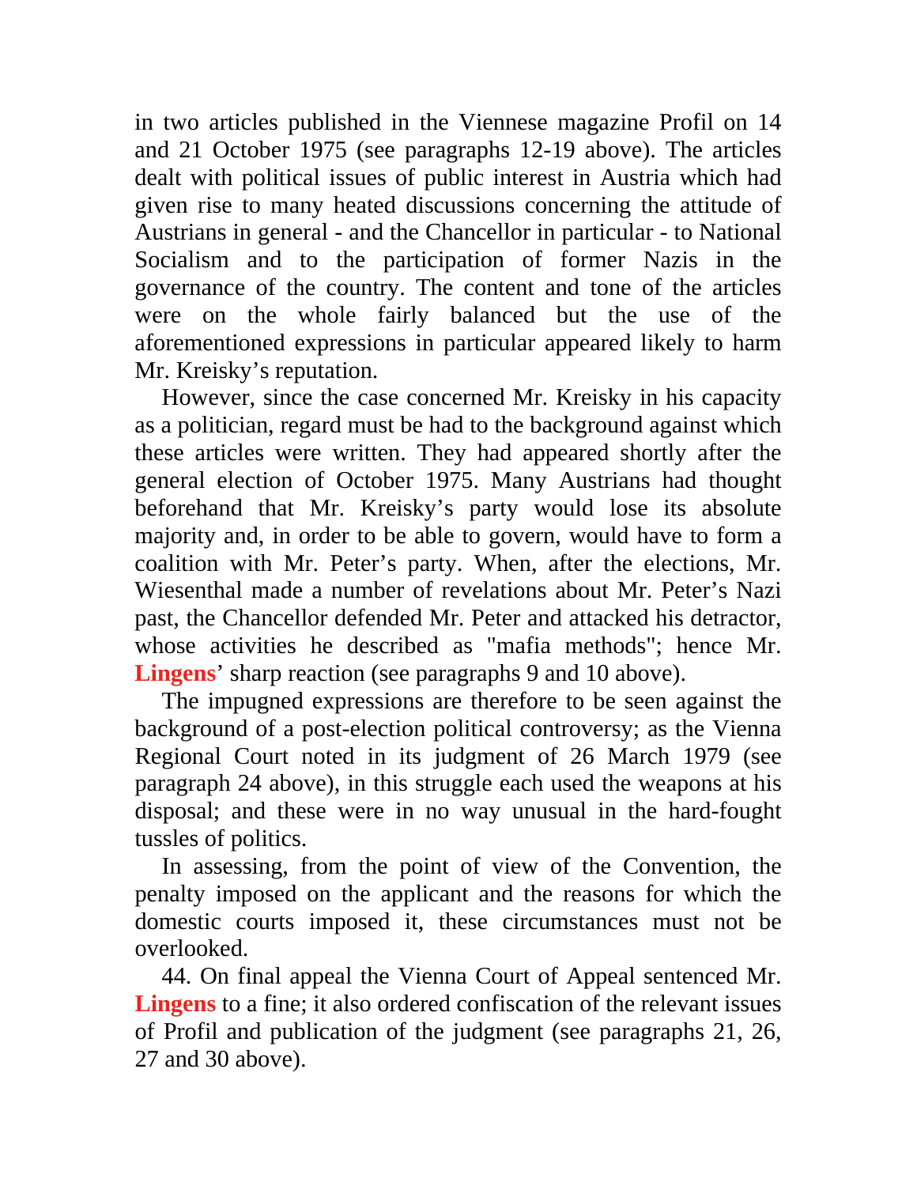in two articles published in the Viennese magazine Profil on 14 and 21 October 1975 (see paragraphs 12-19 above). The articles dealt with political issues of public interest in Austria which had given rise to many heated discussions concerning the attitude of Austrians in general - and the Chancellor in particular - to National Socialism and to the participation of former Nazis in the governance of the country. The content and tone of the articles were on the whole fairly balanced but the use of the aforementioned expressions in particular appeared likely to harm Mr. Kreisky's reputation.

However, since the case concerned Mr. Kreisky in his capacity as a politician, regard must be had to the background against which these articles were written. They had appeared shortly after the general election of October 1975. Many Austrians had thought beforehand that Mr. Kreisky's party would lose its absolute majority and, in order to be able to govern, would have to form a coalition with Mr. Peter's party. When, after the elections, Mr. Wiesenthal made a number of revelations about Mr. Peter's Nazi past, the Chancellor defended Mr. Peter and attacked his detractor, whose activities he described as "mafia methods"; hence Mr. **Lingens**' sharp reaction (see paragraphs 9 and 10 above).

The impugned expressions are therefore to be seen against the background of a post-election political controversy; as the Vienna Regional Court noted in its judgment of 26 March 1979 (see paragraph 24 above), in this struggle each used the weapons at his disposal; and these were in no way unusual in the hard-fought tussles of politics.

In assessing, from the point of view of the Convention, the penalty imposed on the applicant and the reasons for which the domestic courts imposed it, these circumstances must not be overlooked.

44. On final appeal the Vienna Court of Appeal sentenced Mr. **Lingens** to a fine; it also ordered confiscation of the relevant issues of Profil and publication of the judgment (see paragraphs 21, 26, 27 and 30 above).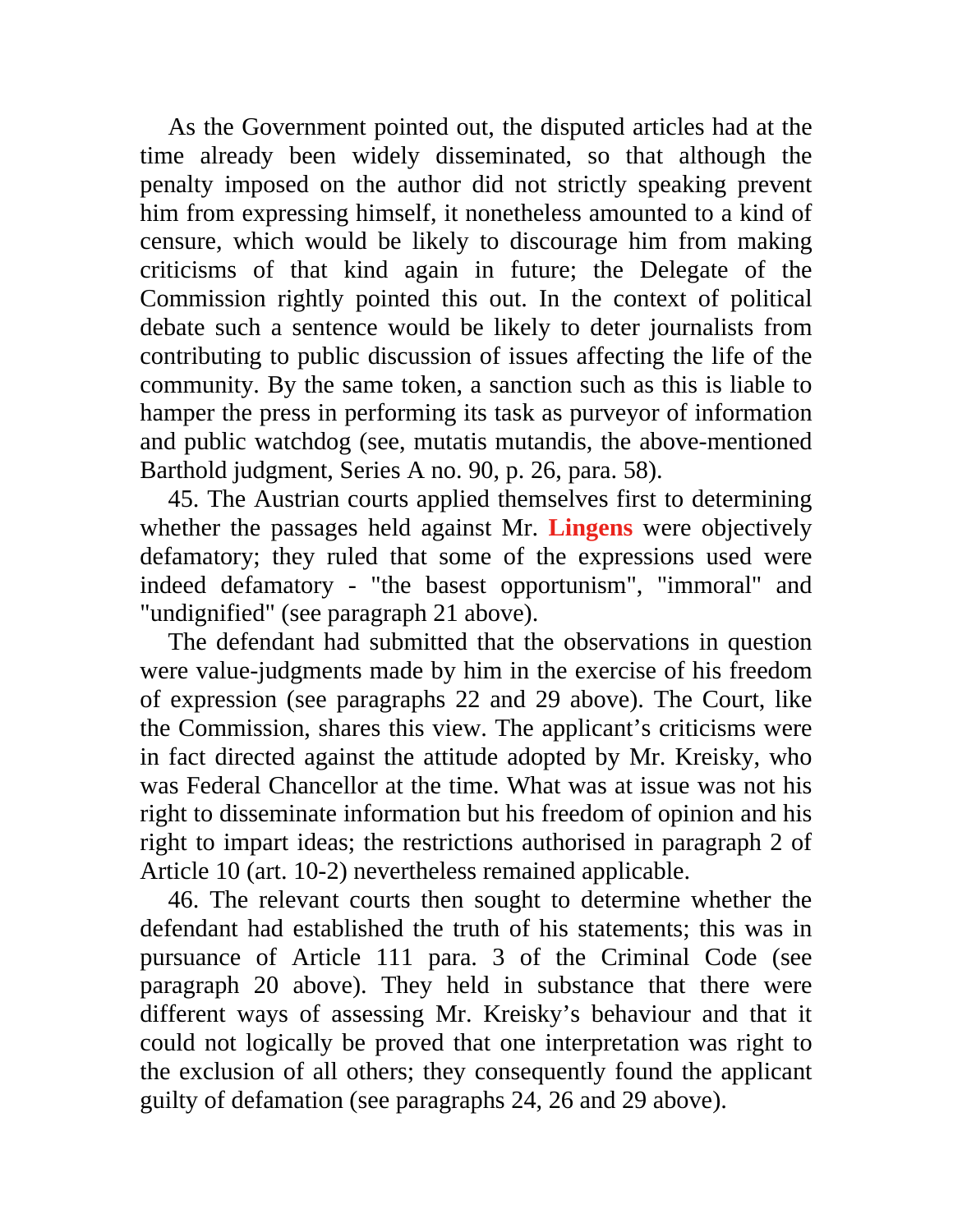As the Government pointed out, the disputed articles had at the time already been widely disseminated, so that although the penalty imposed on the author did not strictly speaking prevent him from expressing himself, it nonetheless amounted to a kind of censure, which would be likely to discourage him from making criticisms of that kind again in future; the Delegate of the Commission rightly pointed this out. In the context of political debate such a sentence would be likely to deter journalists from contributing to public discussion of issues affecting the life of the community. By the same token, a sanction such as this is liable to hamper the press in performing its task as purveyor of information and public watchdog (see, mutatis mutandis, the above-mentioned Barthold judgment, Series A no. 90, p. 26, para. 58).

45. The Austrian courts applied themselves first to determining whether the passages held against Mr. **Lingens** were objectively defamatory; they ruled that some of the expressions used were indeed defamatory - "the basest opportunism", "immoral" and "undignified" (see paragraph 21 above).

The defendant had submitted that the observations in question were value-judgments made by him in the exercise of his freedom of expression (see paragraphs 22 and 29 above). The Court, like the Commission, shares this view. The applicant's criticisms were in fact directed against the attitude adopted by Mr. Kreisky, who was Federal Chancellor at the time. What was at issue was not his right to disseminate information but his freedom of opinion and his right to impart ideas; the restrictions authorised in paragraph 2 of Article 10 (art. 10-2) nevertheless remained applicable.

46. The relevant courts then sought to determine whether the defendant had established the truth of his statements; this was in pursuance of Article 111 para. 3 of the Criminal Code (see paragraph 20 above). They held in substance that there were different ways of assessing Mr. Kreisky's behaviour and that it could not logically be proved that one interpretation was right to the exclusion of all others; they consequently found the applicant guilty of defamation (see paragraphs 24, 26 and 29 above).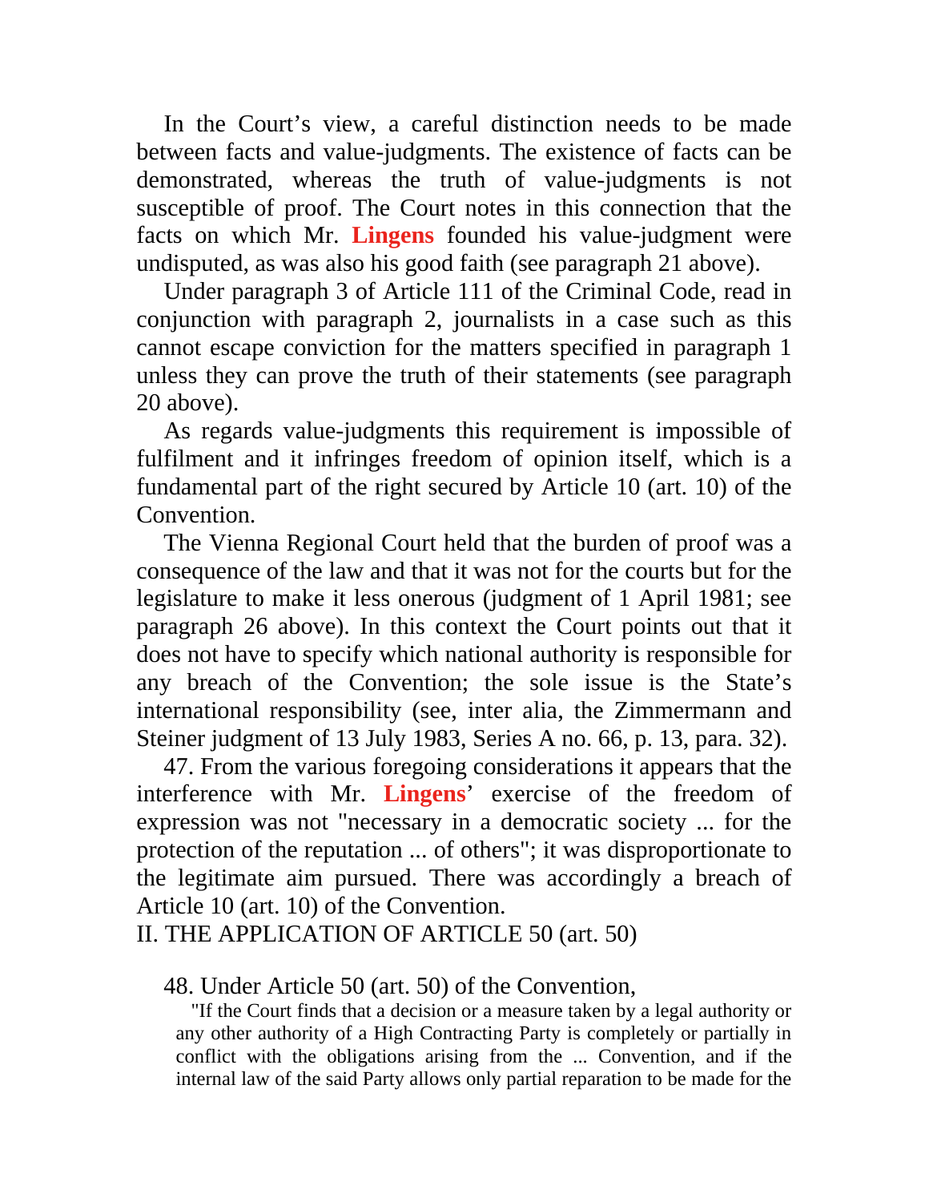In the Court's view, a careful distinction needs to be made between facts and value-judgments. The existence of facts can be demonstrated, whereas the truth of value-judgments is not susceptible of proof. The Court notes in this connection that the facts on which Mr. **Lingens** founded his value-judgment were undisputed, as was also his good faith (see paragraph 21 above).

Under paragraph 3 of Article 111 of the Criminal Code, read in conjunction with paragraph 2, journalists in a case such as this cannot escape conviction for the matters specified in paragraph 1 unless they can prove the truth of their statements (see paragraph 20 above).

As regards value-judgments this requirement is impossible of fulfilment and it infringes freedom of opinion itself, which is a fundamental part of the right secured by Article 10 (art. 10) of the Convention.

The Vienna Regional Court held that the burden of proof was a consequence of the law and that it was not for the courts but for the legislature to make it less onerous (judgment of 1 April 1981; see paragraph 26 above). In this context the Court points out that it does not have to specify which national authority is responsible for any breach of the Convention; the sole issue is the State's international responsibility (see, inter alia, the Zimmermann and Steiner judgment of 13 July 1983, Series A no. 66, p. 13, para. 32).

47. From the various foregoing considerations it appears that the interference with Mr. **Lingens**' exercise of the freedom of expression was not "necessary in a democratic society ... for the protection of the reputation ... of others"; it was disproportionate to the legitimate aim pursued. There was accordingly a breach of Article 10 (art. 10) of the Convention.

## II. THE APPLICATION OF ARTICLE 50 (art. 50)

48. Under Article 50 (art. 50) of the Convention,

> "If the Court finds that a decision or a measure taken by a legal authority or any other authority of a High Contracting Party is completely or partially in conflict with the obligations arising from the ... Convention, and if the internal law of the said Party allows only partial reparation to be made for the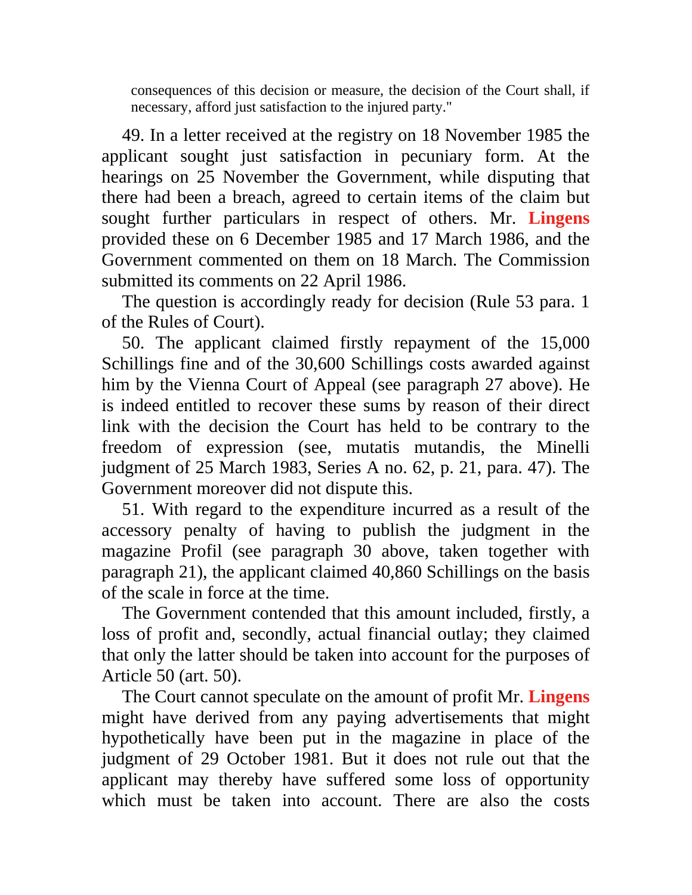consequences of this decision or measure, the decision of the Court shall, if necessary, afford just satisfaction to the injured party."

49. In a letter received at the registry on 18 November 1985 the applicant sought just satisfaction in pecuniary form. At the hearings on 25 November the Government, while disputing that there had been a breach, agreed to certain items of the claim but sought further particulars in respect of others. Mr. **Lingens** provided these on 6 December 1985 and 17 March 1986, and the Government commented on them on 18 March. The Commission submitted its comments on 22 April 1986.

The question is accordingly ready for decision (Rule 53 para. 1 of the Rules of Court).

50. The applicant claimed firstly repayment of the 15,000 Schillings fine and of the 30,600 Schillings costs awarded against him by the Vienna Court of Appeal (see paragraph 27 above). He is indeed entitled to recover these sums by reason of their direct link with the decision the Court has held to be contrary to the freedom of expression (see, mutatis mutandis, the Minelli judgment of 25 March 1983, Series A no. 62, p. 21, para. 47). The Government moreover did not dispute this.

51. With regard to the expenditure incurred as a result of the accessory penalty of having to publish the judgment in the magazine Profil (see paragraph 30 above, taken together with paragraph 21), the applicant claimed 40,860 Schillings on the basis of the scale in force at the time.

The Government contended that this amount included, firstly, a loss of profit and, secondly, actual financial outlay; they claimed that only the latter should be taken into account for the purposes of Article 50 (art. 50).

The Court cannot speculate on the amount of profit Mr. **Lingens** might have derived from any paying advertisements that might hypothetically have been put in the magazine in place of the judgment of 29 October 1981. But it does not rule out that the applicant may thereby have suffered some loss of opportunity which must be taken into account. There are also the costs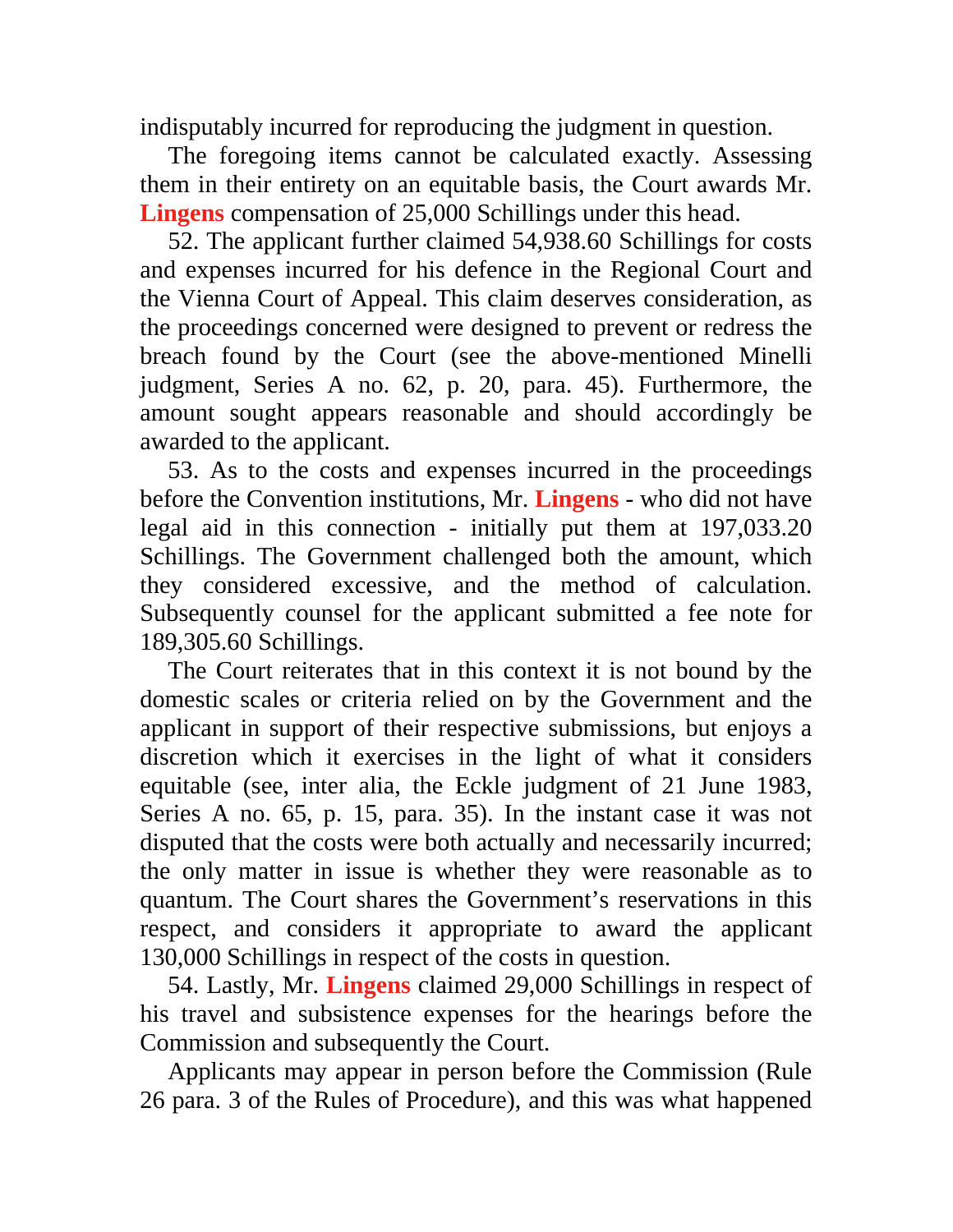indisputably incurred for reproducing the judgment in question.

The foregoing items cannot be calculated exactly. Assessing them in their entirety on an equitable basis, the Court awards Mr. **Lingens** compensation of 25,000 Schillings under this head.

52. The applicant further claimed 54,938.60 Schillings for costs and expenses incurred for his defence in the Regional Court and the Vienna Court of Appeal. This claim deserves consideration, as the proceedings concerned were designed to prevent or redress the breach found by the Court (see the above-mentioned Minelli judgment, Series A no. 62, p. 20, para. 45). Furthermore, the amount sought appears reasonable and should accordingly be awarded to the applicant.

53. As to the costs and expenses incurred in the proceedings before the Convention institutions, Mr. **Lingens** - who did not have legal aid in this connection - initially put them at 197,033.20 Schillings. The Government challenged both the amount, which they considered excessive, and the method of calculation. Subsequently counsel for the applicant submitted a fee note for 189,305.60 Schillings.

The Court reiterates that in this context it is not bound by the domestic scales or criteria relied on by the Government and the applicant in support of their respective submissions, but enjoys a discretion which it exercises in the light of what it considers equitable (see, inter alia, the Eckle judgment of 21 June 1983, Series A no. 65, p. 15, para. 35). In the instant case it was not disputed that the costs were both actually and necessarily incurred; the only matter in issue is whether they were reasonable as to quantum. The Court shares the Government's reservations in this respect, and considers it appropriate to award the applicant 130,000 Schillings in respect of the costs in question.

54. Lastly, Mr. **Lingens** claimed 29,000 Schillings in respect of his travel and subsistence expenses for the hearings before the Commission and subsequently the Court.

Applicants may appear in person before the Commission (Rule 26 para. 3 of the Rules of Procedure), and this was what happened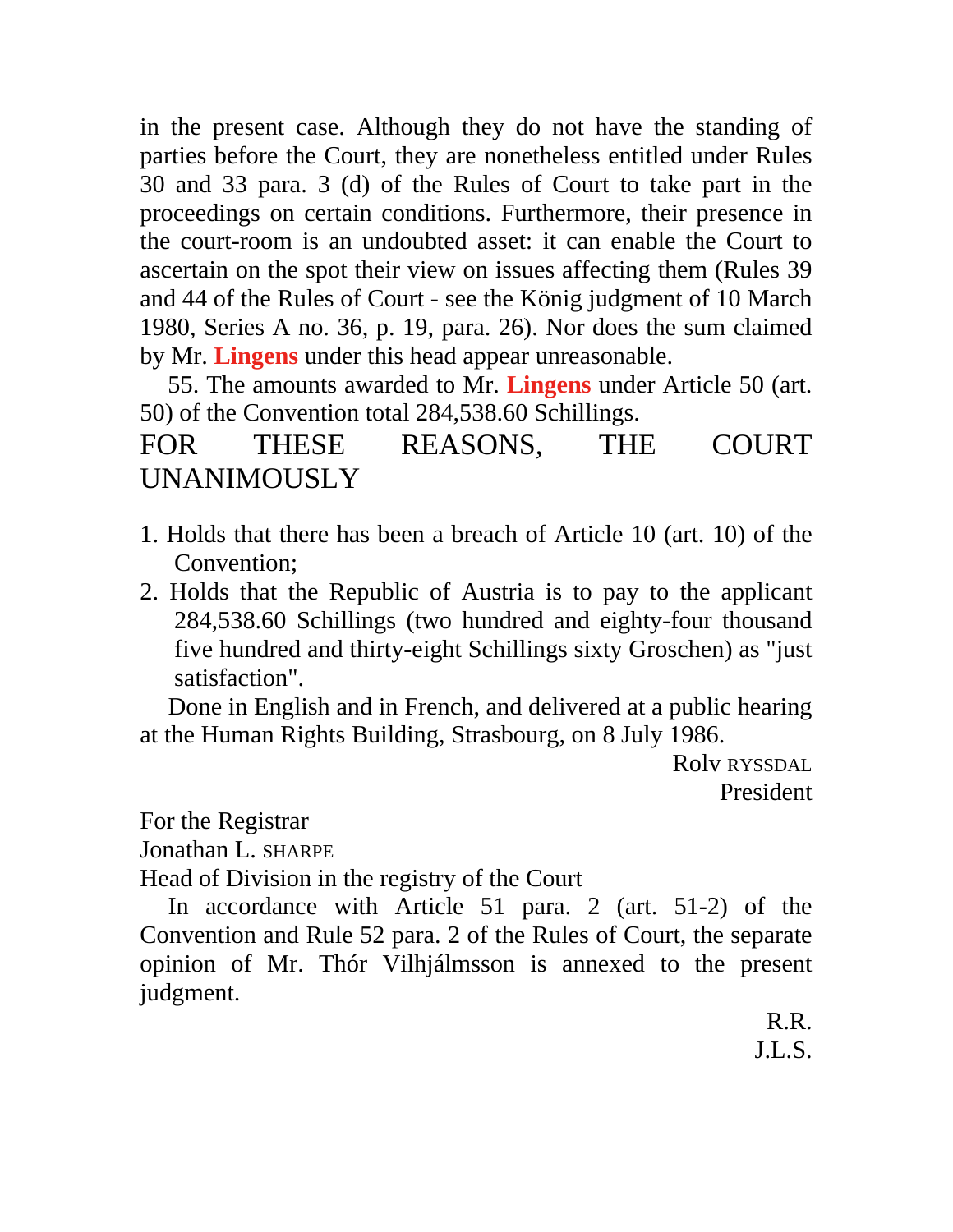in the present case. Although they do not have the standing of parties before the Court, they are nonetheless entitled under Rules 30 and 33 para. 3 (d) of the Rules of Court to take part in the proceedings on certain conditions. Furthermore, their presence in the court-room is an undoubted asset: it can enable the Court to ascertain on the spot their view on issues affecting them (Rules 39 and 44 of the Rules of Court - see the König judgment of 10 March 1980, Series A no. 36, p. 19, para. 26). Nor does the sum claimed by Mr. **Lingens** under this head appear unreasonable.

55. The amounts awarded to Mr. **Lingens** under Article 50 (art. 50) of the Convention total 284,538.60 Schillings.

## FOR THESE REASONS, THE COURT UNANIMOUSLY

1. Holds that there has been a breach of Article 10 (art. 10) of the Convention;
2. Holds that the Republic of Austria is to pay to the applicant 284,538.60 Schillings (two hundred and eighty-four thousand five hundred and thirty-eight Schillings sixty Groschen) as "just satisfaction".

Done in English and in French, and delivered at a public hearing at the Human Rights Building, Strasbourg, on 8 July 1986.

Rolv RYSSDAL
President

For the Registrar
Jonathan L. SHARPE
Head of Division in the registry of the Court

In accordance with Article 51 para. 2 (art. 51-2) of the Convention and Rule 52 para. 2 of the Rules of Court, the separate opinion of Mr. Thór Vilhjálmsson is annexed to the present judgment.

R.R.
J.L.S.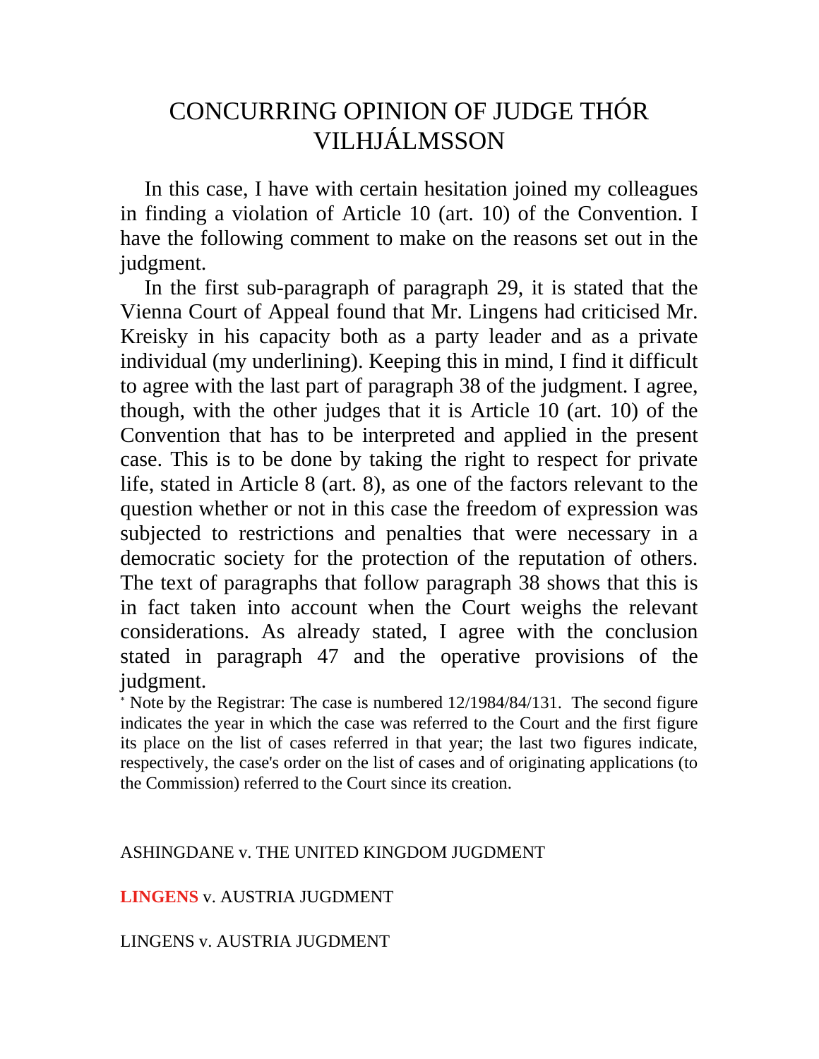# CONCURRING OPINION OF JUDGE THÓR VILHJÁLMSSON

In this case, I have with certain hesitation joined my colleagues in finding a violation of Article 10 (art. 10) of the Convention. I have the following comment to make on the reasons set out in the judgment.

In the first sub-paragraph of paragraph 29, it is stated that the Vienna Court of Appeal found that Mr. Lingens had criticised Mr. Kreisky in his capacity both as a party leader and as a private individual (my underlining). Keeping this in mind, I find it difficult to agree with the last part of paragraph 38 of the judgment. I agree, though, with the other judges that it is Article 10 (art. 10) of the Convention that has to be interpreted and applied in the present case. This is to be done by taking the right to respect for private life, stated in Article 8 (art. 8), as one of the factors relevant to the question whether or not in this case the freedom of expression was subjected to restrictions and penalties that were necessary in a democratic society for the protection of the reputation of others. The text of paragraphs that follow paragraph 38 shows that this is in fact taken into account when the Court weighs the relevant considerations. As already stated, I agree with the conclusion stated in paragraph 47 and the operative provisions of the judgment.

* Note by the Registrar: The case is numbered 12/1984/84/131. The second figure indicates the year in which the case was referred to the Court and the first figure its place on the list of cases referred in that year; the last two figures indicate, respectively, the case's order on the list of cases and of originating applications (to the Commission) referred to the Court since its creation.